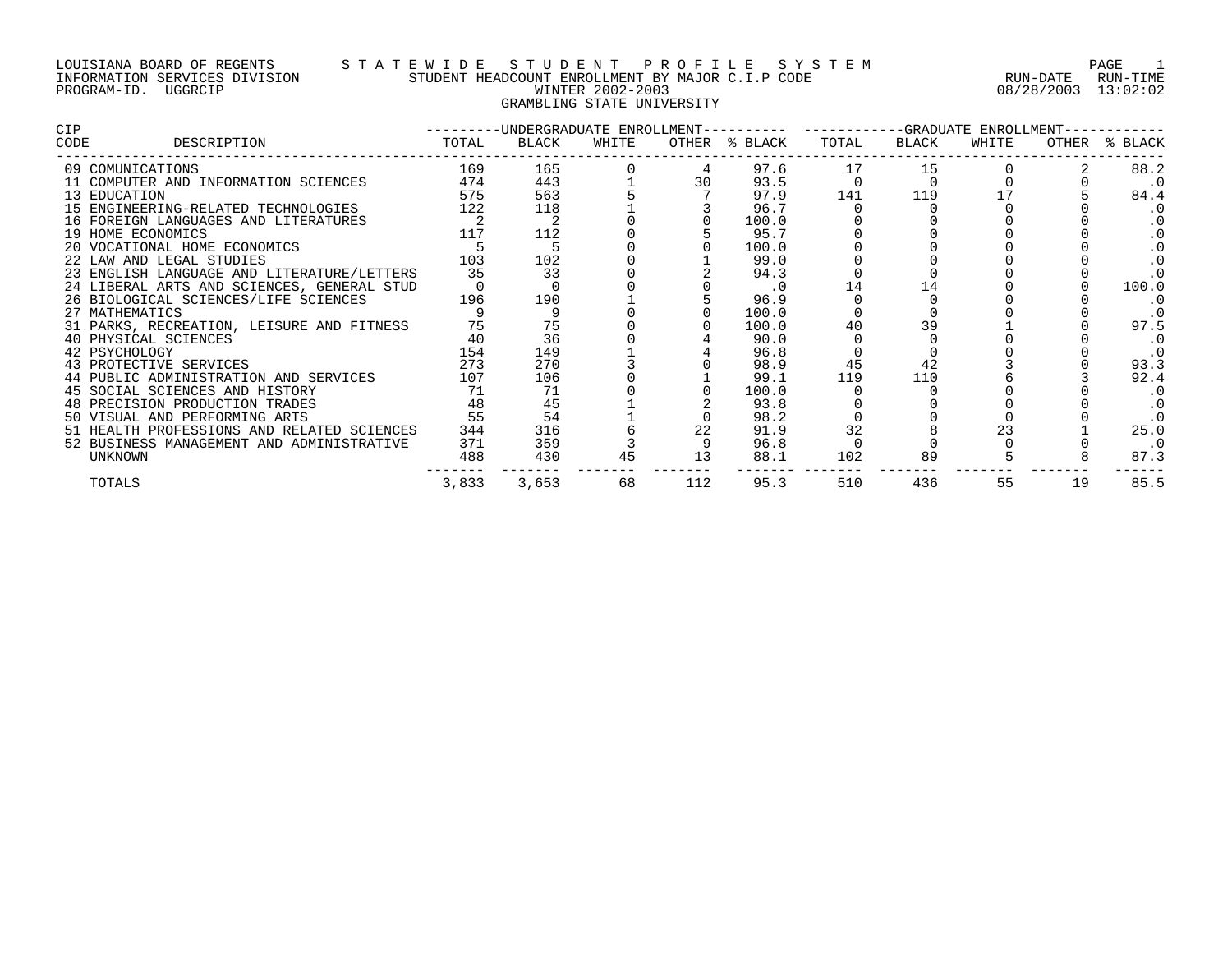LOUISIANA BOARD OF REGENTS — STATEWIDE STUDENT PROFILE SYSTEM
INFORMATION SERVICES DIVISION — STUDENT HEADCOUNT ENROLLMENT BY MAJOR C.I.P CODE — RUN-DATE 08/28/2003 RUN-TIME 13:02:02
PROGRAM-ID. UGGRCIP — WINTER 2002-2003

GRAMBLING STATE UNIVERSITY

| CIP CODE | DESCRIPTION | UNDERGRADUATE ENROLLMENT | | | | | GRADUATE ENROLLMENT | | | | |
|---|---|---|---|---|---|---|---|---|---|---|---|
| | | TOTAL | BLACK | WHITE | OTHER | % BLACK | TOTAL | BLACK | WHITE | OTHER | % BLACK |
| 09 | COMUNICATIONS | 169 | 165 | 0 | 4 | 97.6 | 17 | 15 | 0 | 2 | 88.2 |
| 11 | COMPUTER AND INFORMATION SCIENCES | 474 | 443 | 1 | 30 | 93.5 | 0 | 0 | 0 | 0 | .0 |
| 13 | EDUCATION | 575 | 563 | 5 | 7 | 97.9 | 141 | 119 | 17 | 5 | 84.4 |
| 15 | ENGINEERING-RELATED TECHNOLOGIES | 122 | 118 | 1 | 3 | 96.7 | 0 | 0 | 0 | 0 | .0 |
| 16 | FOREIGN LANGUAGES AND LITERATURES | 2 | 2 | 0 | 0 | 100.0 | 0 | 0 | 0 | 0 | .0 |
| 19 | HOME ECONOMICS | 117 | 112 | 0 | 5 | 95.7 | 0 | 0 | 0 | 0 | .0 |
| 20 | VOCATIONAL HOME ECONOMICS | 5 | 5 | 0 | 0 | 100.0 | 0 | 0 | 0 | 0 | .0 |
| 22 | LAW AND LEGAL STUDIES | 103 | 102 | 0 | 1 | 99.0 | 0 | 0 | 0 | 0 | .0 |
| 23 | ENGLISH LANGUAGE AND LITERATURE/LETTERS | 35 | 33 | 0 | 2 | 94.3 | 0 | 0 | 0 | 0 | .0 |
| 24 | LIBERAL ARTS AND SCIENCES, GENERAL STUD | 0 | 0 | 0 | 0 | .0 | 14 | 14 | 0 | 0 | 100.0 |
| 26 | BIOLOGICAL SCIENCES/LIFE SCIENCES | 196 | 190 | 1 | 5 | 96.9 | 0 | 0 | 0 | 0 | .0 |
| 27 | MATHEMATICS | 9 | 9 | 0 | 0 | 100.0 | 0 | 0 | 0 | 0 | .0 |
| 31 | PARKS, RECREATION, LEISURE AND FITNESS | 75 | 75 | 0 | 0 | 100.0 | 40 | 39 | 1 | 0 | 97.5 |
| 40 | PHYSICAL SCIENCES | 40 | 36 | 0 | 4 | 90.0 | 0 | 0 | 0 | 0 | .0 |
| 42 | PSYCHOLOGY | 154 | 149 | 1 | 4 | 96.8 | 0 | 0 | 0 | 0 | .0 |
| 43 | PROTECTIVE SERVICES | 273 | 270 | 3 | 0 | 98.9 | 45 | 42 | 3 | 0 | 93.3 |
| 44 | PUBLIC ADMINISTRATION AND SERVICES | 107 | 106 | 0 | 1 | 99.1 | 119 | 110 | 6 | 3 | 92.4 |
| 45 | SOCIAL SCIENCES AND HISTORY | 71 | 71 | 0 | 0 | 100.0 | 0 | 0 | 0 | 0 | .0 |
| 48 | PRECISION PRODUCTION TRADES | 48 | 45 | 1 | 2 | 93.8 | 0 | 0 | 0 | 0 | .0 |
| 50 | VISUAL AND PERFORMING ARTS | 55 | 54 | 1 | 0 | 98.2 | 0 | 0 | 0 | 0 | .0 |
| 51 | HEALTH PROFESSIONS AND RELATED SCIENCES | 344 | 316 | 6 | 22 | 91.9 | 32 | 8 | 23 | 1 | 25.0 |
| 52 | BUSINESS MANAGEMENT AND ADMINISTRATIVE | 371 | 359 | 3 | 9 | 96.8 | 0 | 0 | 0 | 0 | .0 |
| | UNKNOWN | 488 | 430 | 45 | 13 | 88.1 | 102 | 89 | 5 | 8 | 87.3 |
| | TOTALS | 3,833 | 3,653 | 68 | 112 | 95.3 | 510 | 436 | 55 | 19 | 85.5 |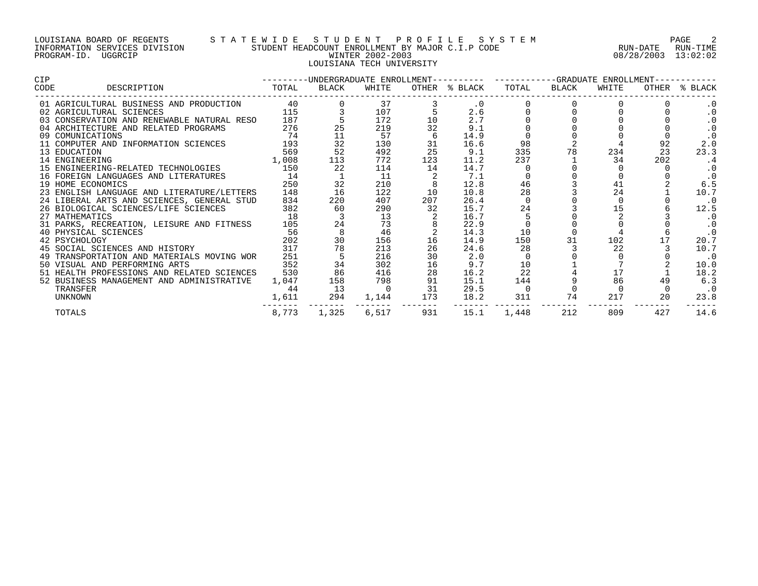LOUISIANA BOARD OF REGENTS — STATEWIDE STUDENT PROFILE SYSTEM
INFORMATION SERVICES DIVISION — STUDENT HEADCOUNT ENROLLMENT BY MAJOR C.I.P CODE — RUN-DATE 08/28/2003 RUN-TIME 13:02:02
PROGRAM-ID. UGGRCIP — WINTER 2002-2003

LOUISIANA TECH UNIVERSITY

| CIP CODE | DESCRIPTION | UNDERGRADUATE ENROLLMENT TOTAL | BLACK | WHITE | OTHER | % BLACK | GRADUATE ENROLLMENT TOTAL | BLACK | WHITE | OTHER | % BLACK |
|---|---|---|---|---|---|---|---|---|---|---|---|
| 01 | AGRICULTURAL BUSINESS AND PRODUCTION | 40 | 0 | 37 | 3 | .0 | 0 | 0 | 0 | 0 | .0 |
| 02 | AGRICULTURAL SCIENCES | 115 | 3 | 107 | 5 | 2.6 | 0 | 0 | 0 | 0 | .0 |
| 03 | CONSERVATION AND RENEWABLE NATURAL RESO | 187 | 5 | 172 | 10 | 2.7 | 0 | 0 | 0 | 0 | .0 |
| 04 | ARCHITECTURE AND RELATED PROGRAMS | 276 | 25 | 219 | 32 | 9.1 | 0 | 0 | 0 | 0 | .0 |
| 09 | COMUNICATIONS | 74 | 11 | 57 | 6 | 14.9 | 0 | 0 | 0 | 0 | .0 |
| 11 | COMPUTER AND INFORMATION SCIENCES | 193 | 32 | 130 | 31 | 16.6 | 98 | 2 | 4 | 92 | 2.0 |
| 13 | EDUCATION | 569 | 52 | 492 | 25 | 9.1 | 335 | 78 | 234 | 23 | 23.3 |
| 14 | ENGINEERING | 1,008 | 113 | 772 | 123 | 11.2 | 237 | 1 | 34 | 202 | .4 |
| 15 | ENGINEERING-RELATED TECHNOLOGIES | 150 | 22 | 114 | 14 | 14.7 | 0 | 0 | 0 | 0 | .0 |
| 16 | FOREIGN LANGUAGES AND LITERATURES | 14 | 1 | 11 | 2 | 7.1 | 0 | 0 | 0 | 0 | .0 |
| 19 | HOME ECONOMICS | 250 | 32 | 210 | 8 | 12.8 | 46 | 3 | 41 | 2 | 6.5 |
| 23 | ENGLISH LANGUAGE AND LITERATURE/LETTERS | 148 | 16 | 122 | 10 | 10.8 | 28 | 3 | 24 | 1 | 10.7 |
| 24 | LIBERAL ARTS AND SCIENCES, GENERAL STUD | 834 | 220 | 407 | 207 | 26.4 | 0 | 0 | 0 | 0 | .0 |
| 26 | BIOLOGICAL SCIENCES/LIFE SCIENCES | 382 | 60 | 290 | 32 | 15.7 | 24 | 3 | 15 | 6 | 12.5 |
| 27 | MATHEMATICS | 18 | 3 | 13 | 2 | 16.7 | 5 | 0 | 2 | 3 | .0 |
| 31 | PARKS, RECREATION, LEISURE AND FITNESS | 105 | 24 | 73 | 8 | 22.9 | 0 | 0 | 0 | 0 | .0 |
| 40 | PHYSICAL SCIENCES | 56 | 8 | 46 | 2 | 14.3 | 10 | 0 | 4 | 6 | .0 |
| 42 | PSYCHOLOGY | 202 | 30 | 156 | 16 | 14.9 | 150 | 31 | 102 | 17 | 20.7 |
| 45 | SOCIAL SCIENCES AND HISTORY | 317 | 78 | 213 | 26 | 24.6 | 28 | 3 | 22 | 3 | 10.7 |
| 49 | TRANSPORTATION AND MATERIALS MOVING WOR | 251 | 5 | 216 | 30 | 2.0 | 0 | 0 | 0 | 0 | .0 |
| 50 | VISUAL AND PERFORMING ARTS | 352 | 34 | 302 | 16 | 9.7 | 10 | 1 | 7 | 2 | 10.0 |
| 51 | HEALTH PROFESSIONS AND RELATED SCIENCES | 530 | 86 | 416 | 28 | 16.2 | 22 | 4 | 17 | 1 | 18.2 |
| 52 | BUSINESS MANAGEMENT AND ADMINISTRATIVE | 1,047 | 158 | 798 | 91 | 15.1 | 144 | 9 | 86 | 49 | 6.3 |
| | TRANSFER | 44 | 13 | 0 | 31 | 29.5 | 0 | 0 | 0 | 0 | .0 |
| | UNKNOWN | 1,611 | 294 | 1,144 | 173 | 18.2 | 311 | 74 | 217 | 20 | 23.8 |
| | TOTALS | 8,773 | 1,325 | 6,517 | 931 | 15.1 | 1,448 | 212 | 809 | 427 | 14.6 |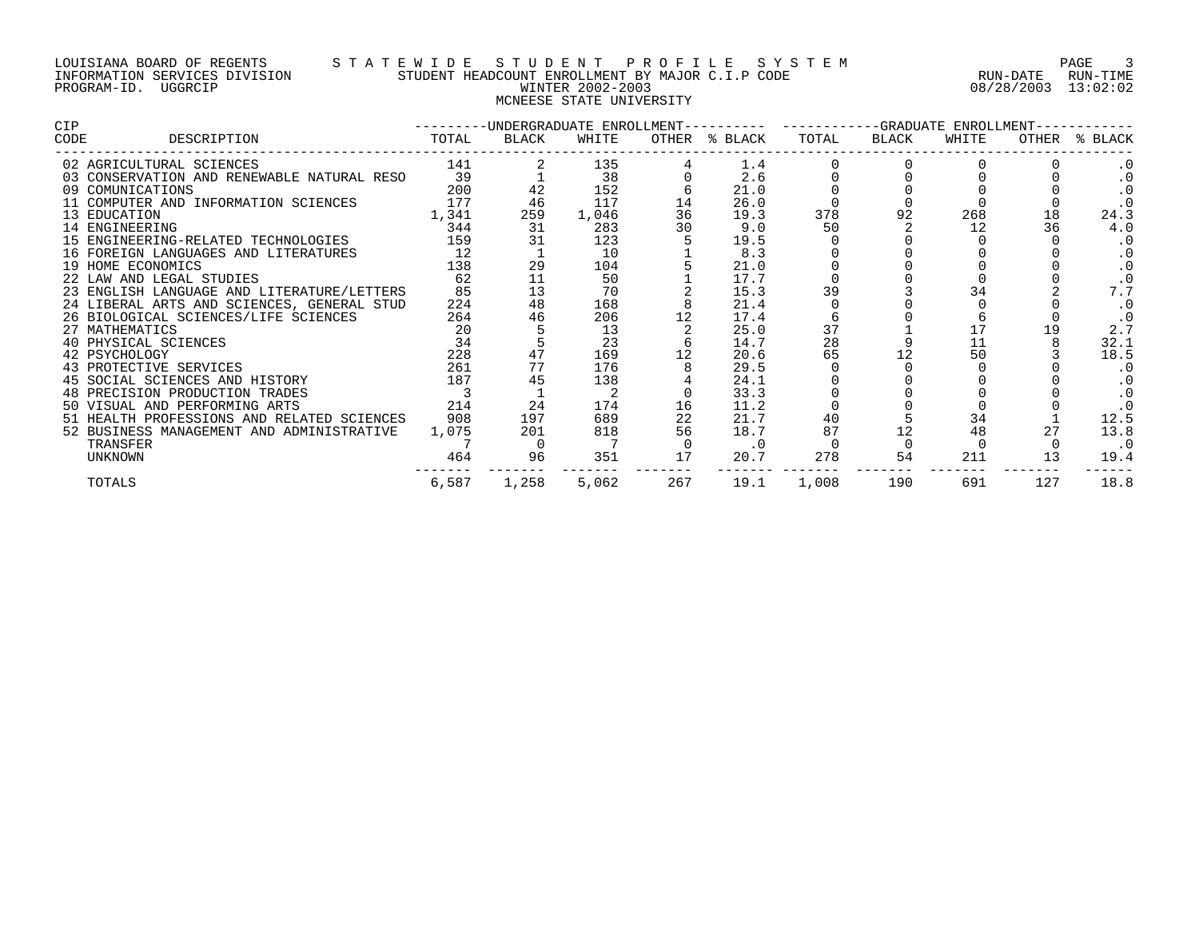LOUISIANA BOARD OF REGENTS — STATEWIDE STUDENT PROFILE SYSTEM
INFORMATION SERVICES DIVISION — STUDENT HEADCOUNT ENROLLMENT BY MAJOR C.I.P CODE — RUN-DATE 08/28/2003 RUN-TIME 13:02:02
PROGRAM-ID. UGGRCIP — WINTER 2002-2003

MCNEESE STATE UNIVERSITY

| CIP CODE | DESCRIPTION | UNDERGRADUATE ENROLLMENT TOTAL | BLACK | WHITE | OTHER | % BLACK | GRADUATE ENROLLMENT TOTAL | BLACK | WHITE | OTHER | % BLACK |
|---|---|---|---|---|---|---|---|---|---|---|---|
| 02 | AGRICULTURAL SCIENCES | 141 | 2 | 135 | 4 | 1.4 | 0 | 0 | 0 | 0 | .0 |
| 03 | CONSERVATION AND RENEWABLE NATURAL RESO | 39 | 1 | 38 | 0 | 2.6 | 0 | 0 | 0 | 0 | .0 |
| 09 | COMUNICATIONS | 200 | 42 | 152 | 6 | 21.0 | 0 | 0 | 0 | 0 | .0 |
| 11 | COMPUTER AND INFORMATION SCIENCES | 177 | 46 | 117 | 14 | 26.0 | 0 | 0 | 0 | 0 | .0 |
| 13 | EDUCATION | 1,341 | 259 | 1,046 | 36 | 19.3 | 378 | 92 | 268 | 18 | 24.3 |
| 14 | ENGINEERING | 344 | 31 | 283 | 30 | 9.0 | 50 | 2 | 12 | 36 | 4.0 |
| 15 | ENGINEERING-RELATED TECHNOLOGIES | 159 | 31 | 123 | 5 | 19.5 | 0 | 0 | 0 | 0 | .0 |
| 16 | FOREIGN LANGUAGES AND LITERATURES | 12 | 1 | 10 | 1 | 8.3 | 0 | 0 | 0 | 0 | .0 |
| 19 | HOME ECONOMICS | 138 | 29 | 104 | 5 | 21.0 | 0 | 0 | 0 | 0 | .0 |
| 22 | LAW AND LEGAL STUDIES | 62 | 11 | 50 | 1 | 17.7 | 0 | 0 | 0 | 0 | .0 |
| 23 | ENGLISH LANGUAGE AND LITERATURE/LETTERS | 85 | 13 | 70 | 2 | 15.3 | 39 | 3 | 34 | 2 | 7.7 |
| 24 | LIBERAL ARTS AND SCIENCES, GENERAL STUD | 224 | 48 | 168 | 8 | 21.4 | 0 | 0 | 0 | 0 | .0 |
| 26 | BIOLOGICAL SCIENCES/LIFE SCIENCES | 264 | 46 | 206 | 12 | 17.4 | 6 | 0 | 6 | 0 | .0 |
| 27 | MATHEMATICS | 20 | 5 | 13 | 2 | 25.0 | 37 | 1 | 17 | 19 | 2.7 |
| 40 | PHYSICAL SCIENCES | 34 | 5 | 23 | 6 | 14.7 | 28 | 9 | 11 | 8 | 32.1 |
| 42 | PSYCHOLOGY | 228 | 47 | 169 | 12 | 20.6 | 65 | 12 | 50 | 3 | 18.5 |
| 43 | PROTECTIVE SERVICES | 261 | 77 | 176 | 8 | 29.5 | 0 | 0 | 0 | 0 | .0 |
| 45 | SOCIAL SCIENCES AND HISTORY | 187 | 45 | 138 | 4 | 24.1 | 0 | 0 | 0 | 0 | .0 |
| 48 | PRECISION PRODUCTION TRADES | 3 | 1 | 2 | 0 | 33.3 | 0 | 0 | 0 | 0 | .0 |
| 50 | VISUAL AND PERFORMING ARTS | 214 | 24 | 174 | 16 | 11.2 | 0 | 0 | 0 | 0 | .0 |
| 51 | HEALTH PROFESSIONS AND RELATED SCIENCES | 908 | 197 | 689 | 22 | 21.7 | 40 | 5 | 34 | 1 | 12.5 |
| 52 | BUSINESS MANAGEMENT AND ADMINISTRATIVE | 1,075 | 201 | 818 | 56 | 18.7 | 87 | 12 | 48 | 27 | 13.8 |
| | TRANSFER | 7 | 0 | 7 | 0 | .0 | 0 | 0 | 0 | 0 | .0 |
| | UNKNOWN | 464 | 96 | 351 | 17 | 20.7 | 278 | 54 | 211 | 13 | 19.4 |
| | TOTALS | 6,587 | 1,258 | 5,062 | 267 | 19.1 | 1,008 | 190 | 691 | 127 | 18.8 |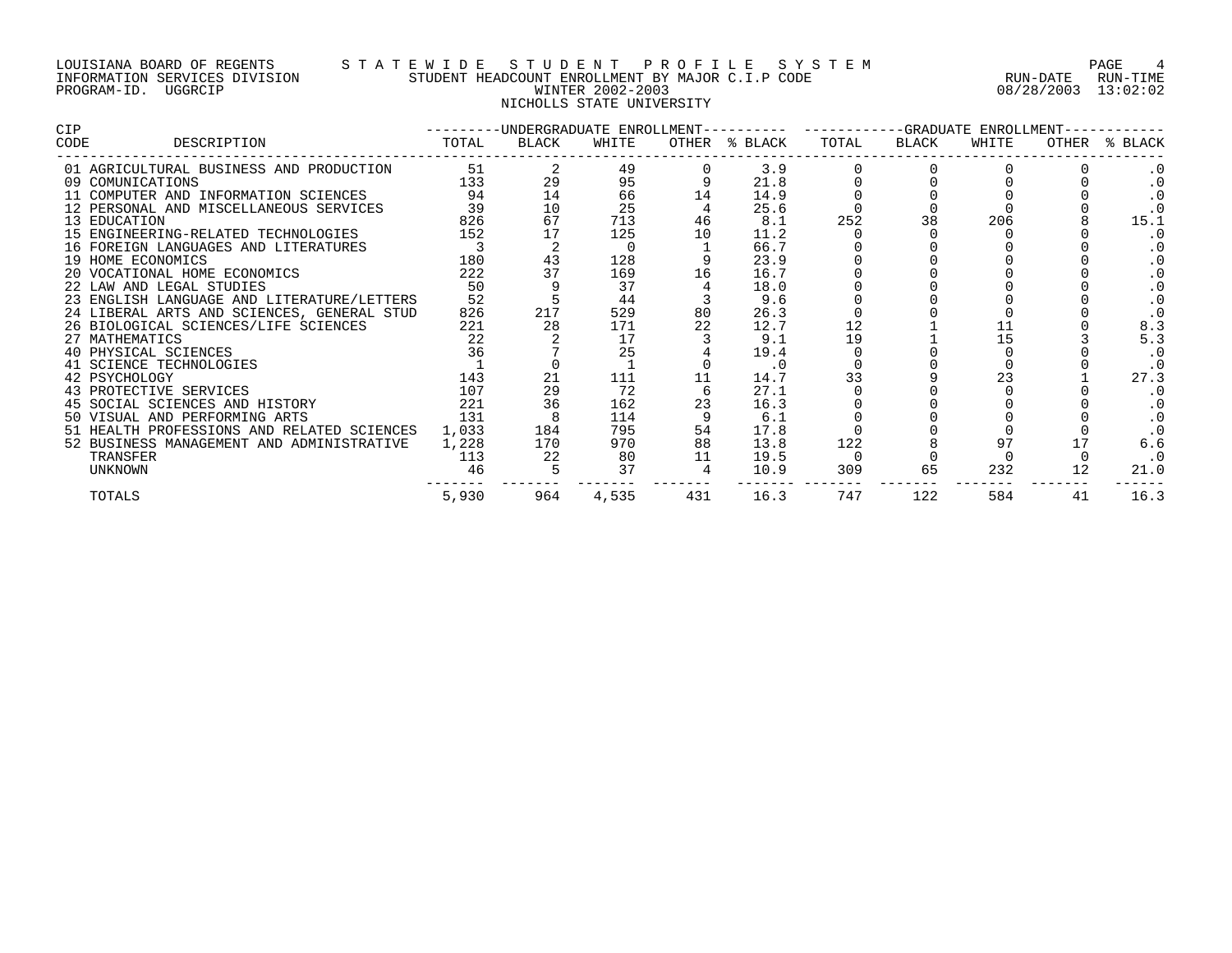LOUISIANA BOARD OF REGENTS — STATEWIDE STUDENT PROFILE SYSTEM
INFORMATION SERVICES DIVISION — STUDENT HEADCOUNT ENROLLMENT BY MAJOR C.I.P CODE — RUN-DATE 08/28/2003 RUN-TIME 13:02:02
PROGRAM-ID. UGGRCIP — WINTER 2002-2003

NICHOLLS STATE UNIVERSITY

| CIP CODE | DESCRIPTION | UNDERGRADUATE ENROLLMENT TOTAL | BLACK | WHITE | OTHER | % BLACK | GRADUATE ENROLLMENT TOTAL | BLACK | WHITE | OTHER | % BLACK |
|---|---|---|---|---|---|---|---|---|---|---|---|
| 01 | AGRICULTURAL BUSINESS AND PRODUCTION | 51 | 2 | 49 | 0 | 3.9 | 0 | 0 | 0 | 0 | .0 |
| 09 | COMUNICATIONS | 133 | 29 | 95 | 9 | 21.8 | 0 | 0 | 0 | 0 | .0 |
| 11 | COMPUTER AND INFORMATION SCIENCES | 94 | 14 | 66 | 14 | 14.9 | 0 | 0 | 0 | 0 | .0 |
| 12 | PERSONAL AND MISCELLANEOUS SERVICES | 39 | 10 | 25 | 4 | 25.6 | 0 | 0 | 0 | 0 | .0 |
| 13 | EDUCATION | 826 | 67 | 713 | 46 | 8.1 | 252 | 38 | 206 | 8 | 15.1 |
| 15 | ENGINEERING-RELATED TECHNOLOGIES | 152 | 17 | 125 | 10 | 11.2 | 0 | 0 | 0 | 0 | .0 |
| 16 | FOREIGN LANGUAGES AND LITERATURES | 3 | 2 | 0 | 1 | 66.7 | 0 | 0 | 0 | 0 | .0 |
| 19 | HOME ECONOMICS | 180 | 43 | 128 | 9 | 23.9 | 0 | 0 | 0 | 0 | .0 |
| 20 | VOCATIONAL HOME ECONOMICS | 222 | 37 | 169 | 16 | 16.7 | 0 | 0 | 0 | 0 | .0 |
| 22 | LAW AND LEGAL STUDIES | 50 | 9 | 37 | 4 | 18.0 | 0 | 0 | 0 | 0 | .0 |
| 23 | ENGLISH LANGUAGE AND LITERATURE/LETTERS | 52 | 5 | 44 | 3 | 9.6 | 0 | 0 | 0 | 0 | .0 |
| 24 | LIBERAL ARTS AND SCIENCES, GENERAL STUD | 826 | 217 | 529 | 80 | 26.3 | 0 | 0 | 0 | 0 | .0 |
| 26 | BIOLOGICAL SCIENCES/LIFE SCIENCES | 221 | 28 | 171 | 22 | 12.7 | 12 | 1 | 11 | 0 | 8.3 |
| 27 | MATHEMATICS | 22 | 2 | 17 | 3 | 9.1 | 19 | 1 | 15 | 3 | 5.3 |
| 40 | PHYSICAL SCIENCES | 36 | 7 | 25 | 4 | 19.4 | 0 | 0 | 0 | 0 | .0 |
| 41 | SCIENCE TECHNOLOGIES | 1 | 0 | 1 | 0 | .0 | 0 | 0 | 0 | 0 | .0 |
| 42 | PSYCHOLOGY | 143 | 21 | 111 | 11 | 14.7 | 33 | 9 | 23 | 1 | 27.3 |
| 43 | PROTECTIVE SERVICES | 107 | 29 | 72 | 6 | 27.1 | 0 | 0 | 0 | 0 | .0 |
| 45 | SOCIAL SCIENCES AND HISTORY | 221 | 36 | 162 | 23 | 16.3 | 0 | 0 | 0 | 0 | .0 |
| 50 | VISUAL AND PERFORMING ARTS | 131 | 8 | 114 | 9 | 6.1 | 0 | 0 | 0 | 0 | .0 |
| 51 | HEALTH PROFESSIONS AND RELATED SCIENCES | 1,033 | 184 | 795 | 54 | 17.8 | 0 | 0 | 0 | 0 | .0 |
| 52 | BUSINESS MANAGEMENT AND ADMINISTRATIVE | 1,228 | 170 | 970 | 88 | 13.8 | 122 | 8 | 97 | 17 | 6.6 |
| | TRANSFER | 113 | 22 | 80 | 11 | 19.5 | 0 | 0 | 0 | 0 | .0 |
| | UNKNOWN | 46 | 5 | 37 | 4 | 10.9 | 309 | 65 | 232 | 12 | 21.0 |
| | TOTALS | 5,930 | 964 | 4,535 | 431 | 16.3 | 747 | 122 | 584 | 41 | 16.3 |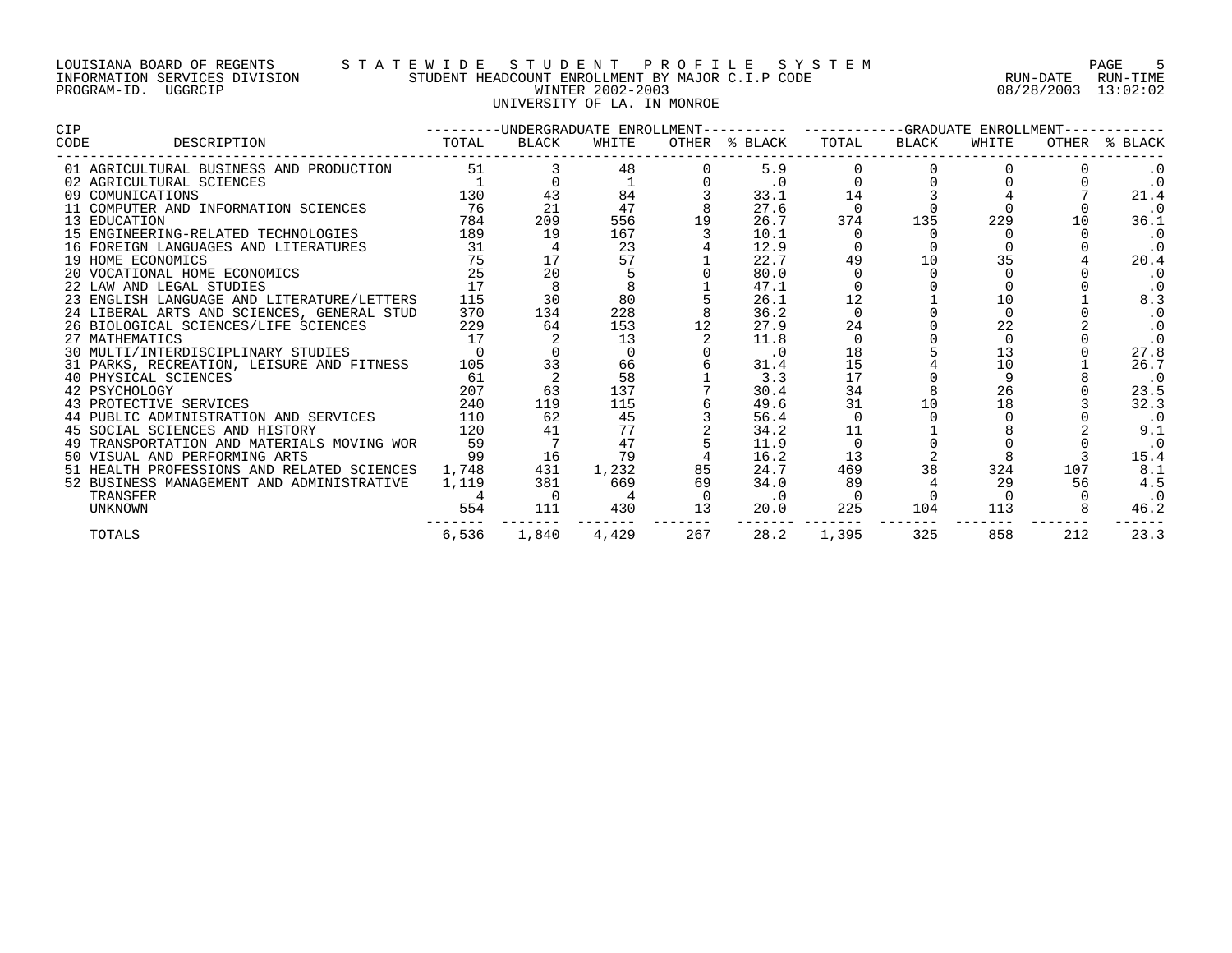LOUISIANA BOARD OF REGENTS — STATEWIDE STUDENT PROFILE SYSTEM
INFORMATION SERVICES DIVISION — STUDENT HEADCOUNT ENROLLMENT BY MAJOR C.I.P CODE — RUN-DATE 08/28/2003 RUN-TIME 13:02:02
PROGRAM-ID. UGGRCIP — WINTER 2002-2003
UNIVERSITY OF LA. IN MONROE

| CIP CODE | DESCRIPTION | UNDERGRADUATE ENROLLMENT TOTAL | BLACK | WHITE | OTHER | % BLACK | GRADUATE ENROLLMENT TOTAL | BLACK | WHITE | OTHER | % BLACK |
|---|---|---|---|---|---|---|---|---|---|---|---|
| 01 | AGRICULTURAL BUSINESS AND PRODUCTION | 51 | 3 | 48 | 0 | 5.9 | 0 | 0 | 0 | 0 | .0 |
| 02 | AGRICULTURAL SCIENCES | 1 | 0 | 1 | 0 | .0 | 0 | 0 | 0 | 0 | .0 |
| 09 | COMUNICATIONS | 130 | 43 | 84 | 3 | 33.1 | 14 | 3 | 4 | 7 | 21.4 |
| 11 | COMPUTER AND INFORMATION SCIENCES | 76 | 21 | 47 | 8 | 27.6 | 0 | 0 | 0 | 0 | .0 |
| 13 | EDUCATION | 784 | 209 | 556 | 19 | 26.7 | 374 | 135 | 229 | 10 | 36.1 |
| 15 | ENGINEERING-RELATED TECHNOLOGIES | 189 | 19 | 167 | 3 | 10.1 | 0 | 0 | 0 | 0 | .0 |
| 16 | FOREIGN LANGUAGES AND LITERATURES | 31 | 4 | 23 | 4 | 12.9 | 0 | 0 | 0 | 0 | .0 |
| 19 | HOME ECONOMICS | 75 | 17 | 57 | 1 | 22.7 | 49 | 10 | 35 | 4 | 20.4 |
| 20 | VOCATIONAL HOME ECONOMICS | 25 | 20 | 5 | 0 | 80.0 | 0 | 0 | 0 | 0 | .0 |
| 22 | LAW AND LEGAL STUDIES | 17 | 8 | 8 | 1 | 47.1 | 0 | 0 | 0 | 0 | .0 |
| 23 | ENGLISH LANGUAGE AND LITERATURE/LETTERS | 115 | 30 | 80 | 5 | 26.1 | 12 | 1 | 10 | 1 | 8.3 |
| 24 | LIBERAL ARTS AND SCIENCES, GENERAL STUD | 370 | 134 | 228 | 8 | 36.2 | 0 | 0 | 0 | 0 | .0 |
| 26 | BIOLOGICAL SCIENCES/LIFE SCIENCES | 229 | 64 | 153 | 12 | 27.9 | 24 | 0 | 22 | 2 | .0 |
| 27 | MATHEMATICS | 17 | 2 | 13 | 2 | 11.8 | 0 | 0 | 0 | 0 | .0 |
| 30 | MULTI/INTERDISCIPLINARY STUDIES | 0 | 0 | 0 | 0 | .0 | 18 | 5 | 13 | 0 | 27.8 |
| 31 | PARKS, RECREATION, LEISURE AND FITNESS | 105 | 33 | 66 | 6 | 31.4 | 15 | 4 | 10 | 1 | 26.7 |
| 40 | PHYSICAL SCIENCES | 61 | 2 | 58 | 1 | 3.3 | 17 | 0 | 9 | 8 | .0 |
| 42 | PSYCHOLOGY | 207 | 63 | 137 | 7 | 30.4 | 34 | 8 | 26 | 0 | 23.5 |
| 43 | PROTECTIVE SERVICES | 240 | 119 | 115 | 6 | 49.6 | 31 | 10 | 18 | 3 | 32.3 |
| 44 | PUBLIC ADMINISTRATION AND SERVICES | 110 | 62 | 45 | 3 | 56.4 | 0 | 0 | 0 | 0 | .0 |
| 45 | SOCIAL SCIENCES AND HISTORY | 120 | 41 | 77 | 2 | 34.2 | 11 | 1 | 8 | 2 | 9.1 |
| 49 | TRANSPORTATION AND MATERIALS MOVING WOR | 59 | 7 | 47 | 5 | 11.9 | 0 | 0 | 0 | 0 | .0 |
| 50 | VISUAL AND PERFORMING ARTS | 99 | 16 | 79 | 4 | 16.2 | 13 | 2 | 8 | 3 | 15.4 |
| 51 | HEALTH PROFESSIONS AND RELATED SCIENCES | 1,748 | 431 | 1,232 | 85 | 24.7 | 469 | 38 | 324 | 107 | 8.1 |
| 52 | BUSINESS MANAGEMENT AND ADMINISTRATIVE | 1,119 | 381 | 669 | 69 | 34.0 | 89 | 4 | 29 | 56 | 4.5 |
| | TRANSFER | 4 | 0 | 4 | 0 | .0 | 0 | 0 | 0 | 0 | .0 |
| | UNKNOWN | 554 | 111 | 430 | 13 | 20.0 | 225 | 104 | 113 | 8 | 46.2 |
| | TOTALS | 6,536 | 1,840 | 4,429 | 267 | 28.2 | 1,395 | 325 | 858 | 212 | 23.3 |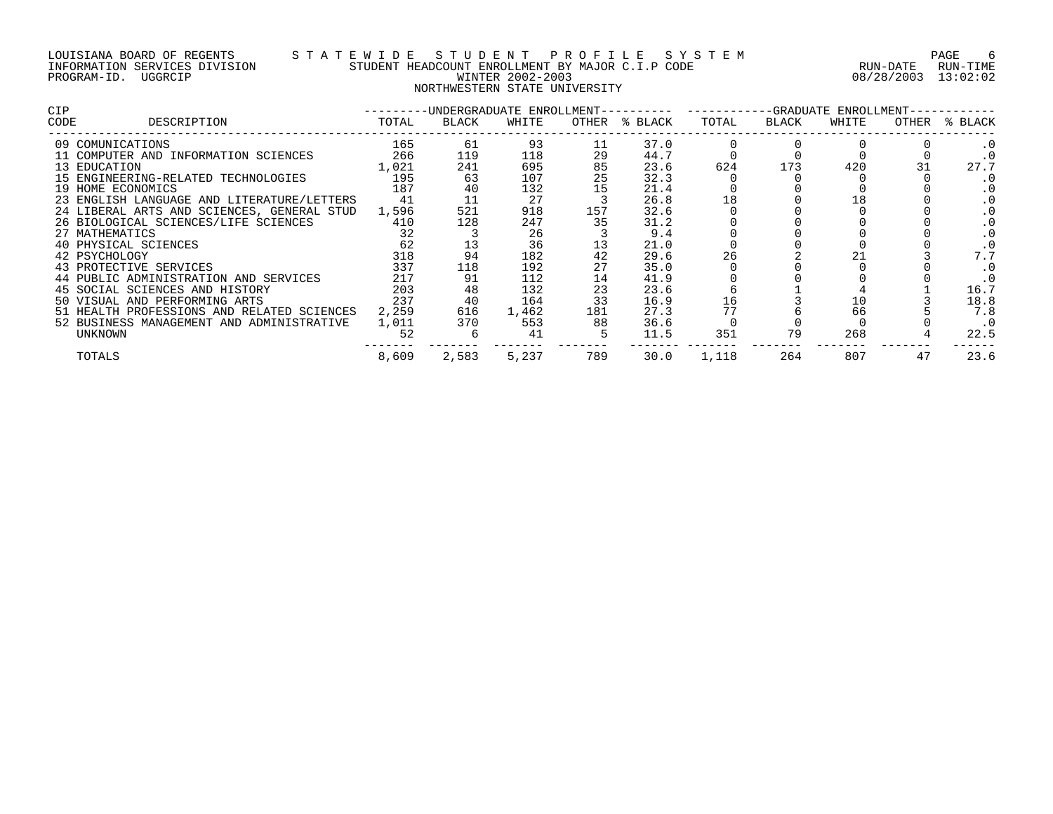LOUISIANA BOARD OF REGENTS — STATEWIDE STUDENT PROFILE SYSTEM
INFORMATION SERVICES DIVISION — STUDENT HEADCOUNT ENROLLMENT BY MAJOR C.I.P CODE — RUN-DATE 08/28/2003 RUN-TIME 13:02:02
PROGRAM-ID. UGGRCIP

WINTER 2002-2003

NORTHWESTERN STATE UNIVERSITY

| CIP CODE | DESCRIPTION | UNDERGRADUATE ENROLLMENT TOTAL | BLACK | WHITE | OTHER | % BLACK | GRADUATE ENROLLMENT TOTAL | BLACK | WHITE | OTHER | % BLACK |
|---|---|---|---|---|---|---|---|---|---|---|---|
| 09 | COMUNICATIONS | 165 | 61 | 93 | 11 | 37.0 | 0 | 0 | 0 | 0 | .0 |
| 11 | COMPUTER AND INFORMATION SCIENCES | 266 | 119 | 118 | 29 | 44.7 | 0 | 0 | 0 | 0 | .0 |
| 13 | EDUCATION | 1,021 | 241 | 695 | 85 | 23.6 | 624 | 173 | 420 | 31 | 27.7 |
| 15 | ENGINEERING-RELATED TECHNOLOGIES | 195 | 63 | 107 | 25 | 32.3 | 0 | 0 | 0 | 0 | .0 |
| 19 | HOME ECONOMICS | 187 | 40 | 132 | 15 | 21.4 | 0 | 0 | 0 | 0 | .0 |
| 23 | ENGLISH LANGUAGE AND LITERATURE/LETTERS | 41 | 11 | 27 | 3 | 26.8 | 18 | 0 | 18 | 0 | .0 |
| 24 | LIBERAL ARTS AND SCIENCES, GENERAL STUD | 1,596 | 521 | 918 | 157 | 32.6 | 0 | 0 | 0 | 0 | .0 |
| 26 | BIOLOGICAL SCIENCES/LIFE SCIENCES | 410 | 128 | 247 | 35 | 31.2 | 0 | 0 | 0 | 0 | .0 |
| 27 | MATHEMATICS | 32 | 3 | 26 | 3 | 9.4 | 0 | 0 | 0 | 0 | .0 |
| 40 | PHYSICAL SCIENCES | 62 | 13 | 36 | 13 | 21.0 | 0 | 0 | 0 | 0 | .0 |
| 42 | PSYCHOLOGY | 318 | 94 | 182 | 42 | 29.6 | 26 | 2 | 21 | 3 | 7.7 |
| 43 | PROTECTIVE SERVICES | 337 | 118 | 192 | 27 | 35.0 | 0 | 0 | 0 | 0 | .0 |
| 44 | PUBLIC ADMINISTRATION AND SERVICES | 217 | 91 | 112 | 14 | 41.9 | 0 | 0 | 0 | 0 | .0 |
| 45 | SOCIAL SCIENCES AND HISTORY | 203 | 48 | 132 | 23 | 23.6 | 6 | 1 | 4 | 1 | 16.7 |
| 50 | VISUAL AND PERFORMING ARTS | 237 | 40 | 164 | 33 | 16.9 | 16 | 3 | 10 | 3 | 18.8 |
| 51 | HEALTH PROFESSIONS AND RELATED SCIENCES | 2,259 | 616 | 1,462 | 181 | 27.3 | 77 | 6 | 66 | 5 | 7.8 |
| 52 | BUSINESS MANAGEMENT AND ADMINISTRATIVE | 1,011 | 370 | 553 | 88 | 36.6 | 0 | 0 | 0 | 0 | .0 |
| | UNKNOWN | 52 | 6 | 41 | 5 | 11.5 | 351 | 79 | 268 | 4 | 22.5 |
| | TOTALS | 8,609 | 2,583 | 5,237 | 789 | 30.0 | 1,118 | 264 | 807 | 47 | 23.6 |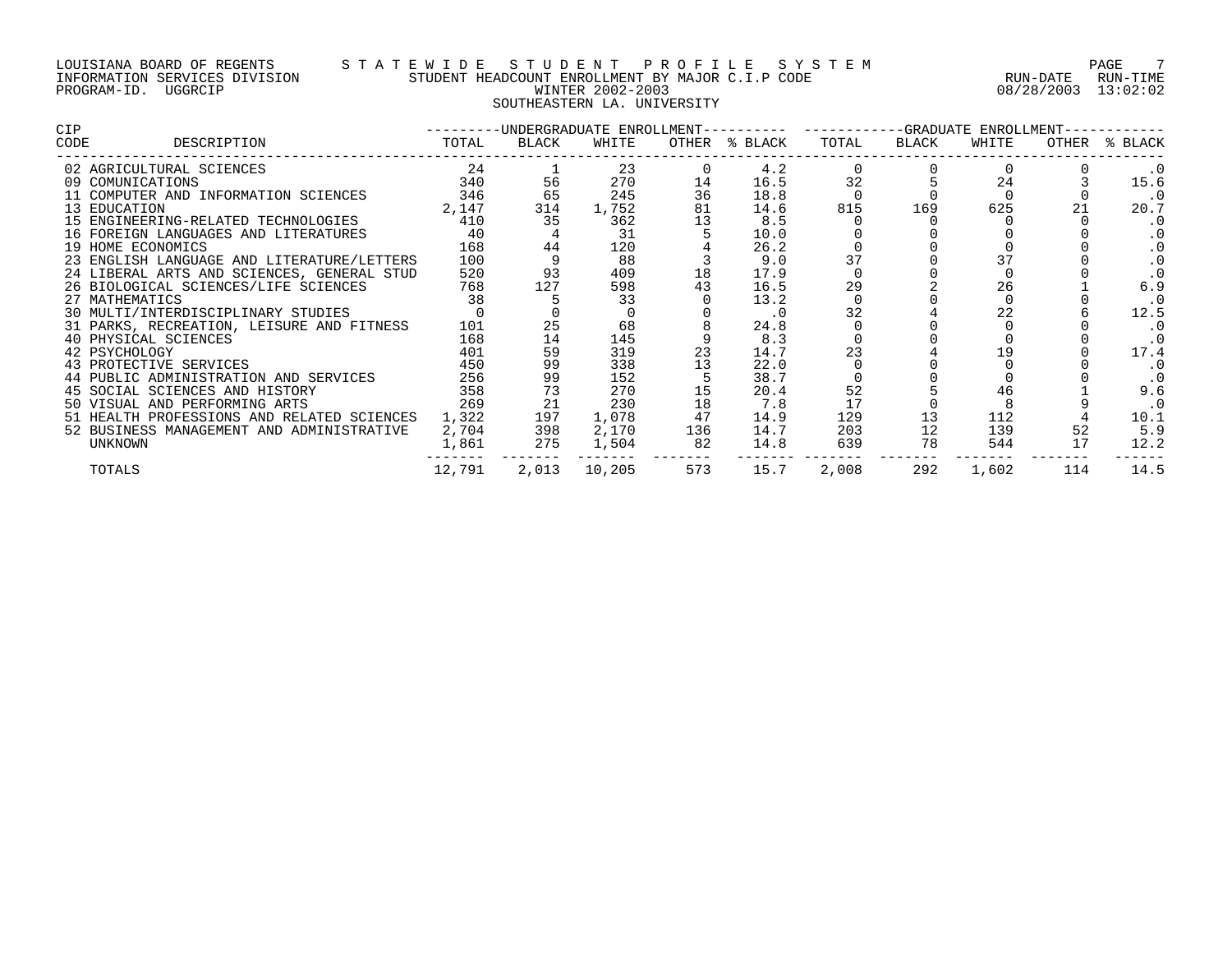LOUISIANA BOARD OF REGENTS — STATEWIDE STUDENT PROFILE SYSTEM
INFORMATION SERVICES DIVISION — STUDENT HEADCOUNT ENROLLMENT BY MAJOR C.I.P CODE — RUN-DATE 08/28/2003 RUN-TIME 13:02:02
PROGRAM-ID. UGGRCIP — WINTER 2002-2003

SOUTHEASTERN LA. UNIVERSITY

| CIP CODE | DESCRIPTION | UNDERGRADUATE ENROLLMENT TOTAL | BLACK | WHITE | OTHER | % BLACK | GRADUATE ENROLLMENT TOTAL | BLACK | WHITE | OTHER | % BLACK |
|---|---|---|---|---|---|---|---|---|---|---|---|
| 02 | AGRICULTURAL SCIENCES | 24 | 1 | 23 | 0 | 4.2 | 0 | 0 | 0 | 0 | .0 |
| 09 | COMUNICATIONS | 340 | 56 | 270 | 14 | 16.5 | 32 | 5 | 24 | 3 | 15.6 |
| 11 | COMPUTER AND INFORMATION SCIENCES | 346 | 65 | 245 | 36 | 18.8 | 0 | 0 | 0 | 0 | .0 |
| 13 | EDUCATION | 2,147 | 314 | 1,752 | 81 | 14.6 | 815 | 169 | 625 | 21 | 20.7 |
| 15 | ENGINEERING-RELATED TECHNOLOGIES | 410 | 35 | 362 | 13 | 8.5 | 0 | 0 | 0 | 0 | .0 |
| 16 | FOREIGN LANGUAGES AND LITERATURES | 40 | 4 | 31 | 5 | 10.0 | 0 | 0 | 0 | 0 | .0 |
| 19 | HOME ECONOMICS | 168 | 44 | 120 | 4 | 26.2 | 0 | 0 | 0 | 0 | .0 |
| 23 | ENGLISH LANGUAGE AND LITERATURE/LETTERS | 100 | 9 | 88 | 3 | 9.0 | 37 | 0 | 37 | 0 | .0 |
| 24 | LIBERAL ARTS AND SCIENCES, GENERAL STUD | 520 | 93 | 409 | 18 | 17.9 | 0 | 0 | 0 | 0 | .0 |
| 26 | BIOLOGICAL SCIENCES/LIFE SCIENCES | 768 | 127 | 598 | 43 | 16.5 | 29 | 2 | 26 | 1 | 6.9 |
| 27 | MATHEMATICS | 38 | 5 | 33 | 0 | 13.2 | 0 | 0 | 0 | 0 | .0 |
| 30 | MULTI/INTERDISCIPLINARY STUDIES | 0 | 0 | 0 | 0 | .0 | 32 | 4 | 22 | 6 | 12.5 |
| 31 | PARKS, RECREATION, LEISURE AND FITNESS | 101 | 25 | 68 | 8 | 24.8 | 0 | 0 | 0 | 0 | .0 |
| 40 | PHYSICAL SCIENCES | 168 | 14 | 145 | 9 | 8.3 | 0 | 0 | 0 | 0 | .0 |
| 42 | PSYCHOLOGY | 401 | 59 | 319 | 23 | 14.7 | 23 | 4 | 19 | 0 | 17.4 |
| 43 | PROTECTIVE SERVICES | 450 | 99 | 338 | 13 | 22.0 | 0 | 0 | 0 | 0 | .0 |
| 44 | PUBLIC ADMINISTRATION AND SERVICES | 256 | 99 | 152 | 5 | 38.7 | 0 | 0 | 0 | 0 | .0 |
| 45 | SOCIAL SCIENCES AND HISTORY | 358 | 73 | 270 | 15 | 20.4 | 52 | 5 | 46 | 1 | 9.6 |
| 50 | VISUAL AND PERFORMING ARTS | 269 | 21 | 230 | 18 | 7.8 | 17 | 0 | 8 | 9 | .0 |
| 51 | HEALTH PROFESSIONS AND RELATED SCIENCES | 1,322 | 197 | 1,078 | 47 | 14.9 | 129 | 13 | 112 | 4 | 10.1 |
| 52 | BUSINESS MANAGEMENT AND ADMINISTRATIVE | 2,704 | 398 | 2,170 | 136 | 14.7 | 203 | 12 | 139 | 52 | 5.9 |
| | UNKNOWN | 1,861 | 275 | 1,504 | 82 | 14.8 | 639 | 78 | 544 | 17 | 12.2 |
| | TOTALS | 12,791 | 2,013 | 10,205 | 573 | 15.7 | 2,008 | 292 | 1,602 | 114 | 14.5 |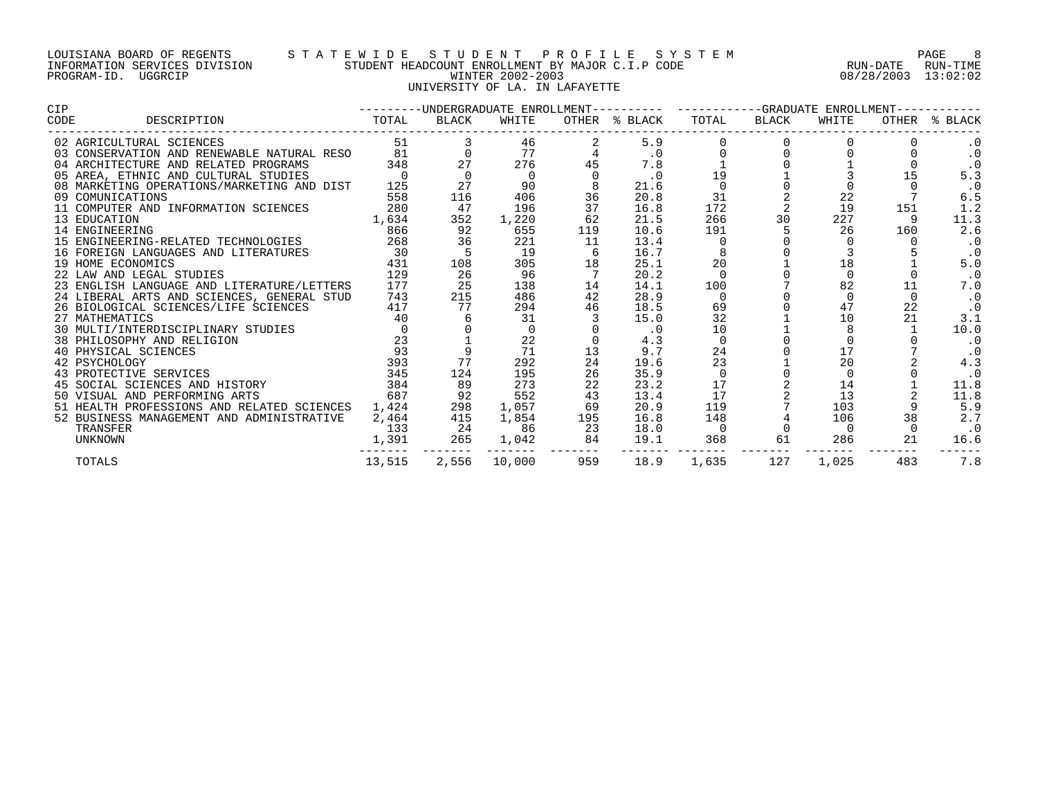LOUISIANA BOARD OF REGENTS — STATEWIDE STUDENT PROFILE SYSTEM
INFORMATION SERVICES DIVISION — STUDENT HEADCOUNT ENROLLMENT BY MAJOR C.I.P CODE — RUN-DATE 08/28/2003 RUN-TIME 13:02:02
PROGRAM-ID. UGGRCIP — WINTER 2002-2003

UNIVERSITY OF LA. IN LAFAYETTE

| CIP CODE | DESCRIPTION | UNDERGRADUATE ENROLLMENT TOTAL | BLACK | WHITE | OTHER | % BLACK | GRADUATE ENROLLMENT TOTAL | BLACK | WHITE | OTHER | % BLACK |
|---|---|---|---|---|---|---|---|---|---|---|---|
| 02 | AGRICULTURAL SCIENCES | 51 | 3 | 46 | 2 | 5.9 | 0 | 0 | 0 | 0 | .0 |
| 03 | CONSERVATION AND RENEWABLE NATURAL RESO | 81 | 0 | 77 | 4 | .0 | 0 | 0 | 0 | 0 | .0 |
| 04 | ARCHITECTURE AND RELATED PROGRAMS | 348 | 27 | 276 | 45 | 7.8 | 1 | 0 | 1 | 0 | .0 |
| 05 | AREA, ETHNIC AND CULTURAL STUDIES | 0 | 0 | 0 | 0 | .0 | 19 | 1 | 3 | 15 | 5.3 |
| 08 | MARKETING OPERATIONS/MARKETING AND DIST | 125 | 27 | 90 | 8 | 21.6 | 0 | 0 | 0 | 0 | .0 |
| 09 | COMUNICATIONS | 558 | 116 | 406 | 36 | 20.8 | 31 | 2 | 22 | 7 | 6.5 |
| 11 | COMPUTER AND INFORMATION SCIENCES | 280 | 47 | 196 | 37 | 16.8 | 172 | 2 | 19 | 151 | 1.2 |
| 13 | EDUCATION | 1,634 | 352 | 1,220 | 62 | 21.5 | 266 | 30 | 227 | 9 | 11.3 |
| 14 | ENGINEERING | 866 | 92 | 655 | 119 | 10.6 | 191 | 5 | 26 | 160 | 2.6 |
| 15 | ENGINEERING-RELATED TECHNOLOGIES | 268 | 36 | 221 | 11 | 13.4 | 0 | 0 | 0 | 0 | .0 |
| 16 | FOREIGN LANGUAGES AND LITERATURES | 30 | 5 | 19 | 6 | 16.7 | 8 | 0 | 3 | 5 | .0 |
| 19 | HOME ECONOMICS | 431 | 108 | 305 | 18 | 25.1 | 20 | 1 | 18 | 1 | 5.0 |
| 22 | LAW AND LEGAL STUDIES | 129 | 26 | 96 | 7 | 20.2 | 0 | 0 | 0 | 0 | .0 |
| 23 | ENGLISH LANGUAGE AND LITERATURE/LETTERS | 177 | 25 | 138 | 14 | 14.1 | 100 | 7 | 82 | 11 | 7.0 |
| 24 | LIBERAL ARTS AND SCIENCES, GENERAL STUD | 743 | 215 | 486 | 42 | 28.9 | 0 | 0 | 0 | 0 | .0 |
| 26 | BIOLOGICAL SCIENCES/LIFE SCIENCES | 417 | 77 | 294 | 46 | 18.5 | 69 | 0 | 47 | 22 | .0 |
| 27 | MATHEMATICS | 40 | 6 | 31 | 3 | 15.0 | 32 | 1 | 10 | 21 | 3.1 |
| 30 | MULTI/INTERDISCIPLINARY STUDIES | 0 | 0 | 0 | 0 | .0 | 10 | 1 | 8 | 1 | 10.0 |
| 38 | PHILOSOPHY AND RELIGION | 23 | 1 | 22 | 0 | 4.3 | 0 | 0 | 0 | 0 | .0 |
| 40 | PHYSICAL SCIENCES | 93 | 9 | 71 | 13 | 9.7 | 24 | 0 | 17 | 7 | .0 |
| 42 | PSYCHOLOGY | 393 | 77 | 292 | 24 | 19.6 | 23 | 1 | 20 | 2 | 4.3 |
| 43 | PROTECTIVE SERVICES | 345 | 124 | 195 | 26 | 35.9 | 0 | 0 | 0 | 0 | .0 |
| 45 | SOCIAL SCIENCES AND HISTORY | 384 | 89 | 273 | 22 | 23.2 | 17 | 2 | 14 | 1 | 11.8 |
| 50 | VISUAL AND PERFORMING ARTS | 687 | 92 | 552 | 43 | 13.4 | 17 | 2 | 13 | 2 | 11.8 |
| 51 | HEALTH PROFESSIONS AND RELATED SCIENCES | 1,424 | 298 | 1,057 | 69 | 20.9 | 119 | 7 | 103 | 9 | 5.9 |
| 52 | BUSINESS MANAGEMENT AND ADMINISTRATIVE | 2,464 | 415 | 1,854 | 195 | 16.8 | 148 | 4 | 106 | 38 | 2.7 |
| | TRANSFER | 133 | 24 | 86 | 23 | 18.0 | 0 | 0 | 0 | 0 | .0 |
| | UNKNOWN | 1,391 | 265 | 1,042 | 84 | 19.1 | 368 | 61 | 286 | 21 | 16.6 |
| | TOTALS | 13,515 | 2,556 | 10,000 | 959 | 18.9 | 1,635 | 127 | 1,025 | 483 | 7.8 |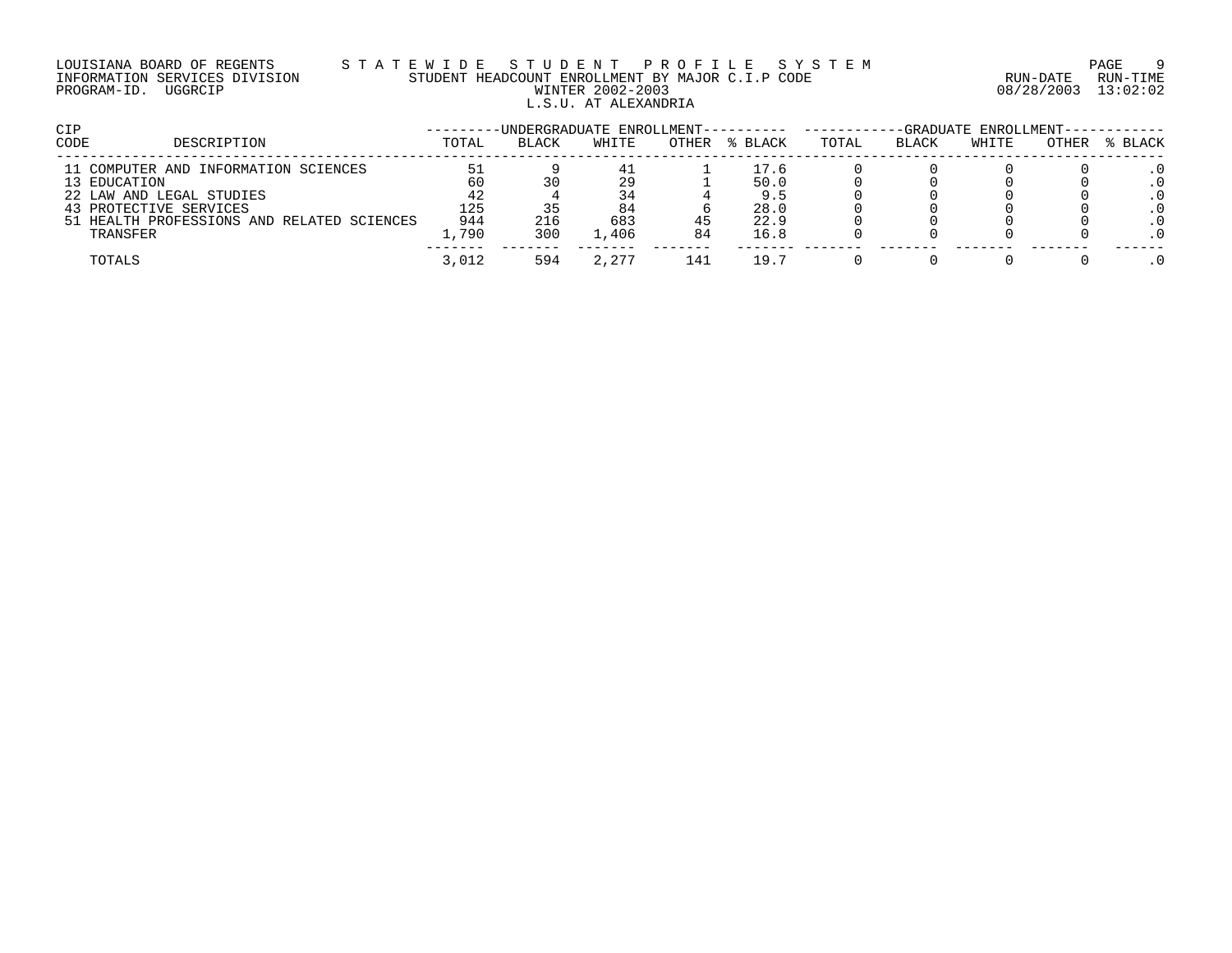LOUISIANA BOARD OF REGENTS — STATEWIDE STUDENT PROFILE SYSTEM
INFORMATION SERVICES DIVISION — STUDENT HEADCOUNT ENROLLMENT BY MAJOR C.I.P CODE
PROGRAM-ID. UGGRCIP — WINTER 2002-2003
RUN-DATE 08/28/2003 RUN-TIME 13:02:02

## L.S.U. AT ALEXANDRIA

| CIP CODE | DESCRIPTION | UNDERGRADUATE ENROLLMENT | | | | | GRADUATE ENROLLMENT | | | | |
|---|---|---|---|---|---|---|---|---|---|---|---|
| | | TOTAL | BLACK | WHITE | OTHER | % BLACK | TOTAL | BLACK | WHITE | OTHER | % BLACK |
| 11 | COMPUTER AND INFORMATION SCIENCES | 51 | 9 | 41 | 1 | 17.6 | 0 | 0 | 0 | 0 | .0 |
| 13 | EDUCATION | 60 | 30 | 29 | 1 | 50.0 | 0 | 0 | 0 | 0 | .0 |
| 22 | LAW AND LEGAL STUDIES | 42 | 4 | 34 | 4 | 9.5 | 0 | 0 | 0 | 0 | .0 |
| 43 | PROTECTIVE SERVICES | 125 | 35 | 84 | 6 | 28.0 | 0 | 0 | 0 | 0 | .0 |
| 51 | HEALTH PROFESSIONS AND RELATED SCIENCES | 944 | 216 | 683 | 45 | 22.9 | 0 | 0 | 0 | 0 | .0 |
| | TRANSFER | 1,790 | 300 | 1,406 | 84 | 16.8 | 0 | 0 | 0 | 0 | .0 |
| | TOTALS | 3,012 | 594 | 2,277 | 141 | 19.7 | 0 | 0 | 0 | 0 | .0 |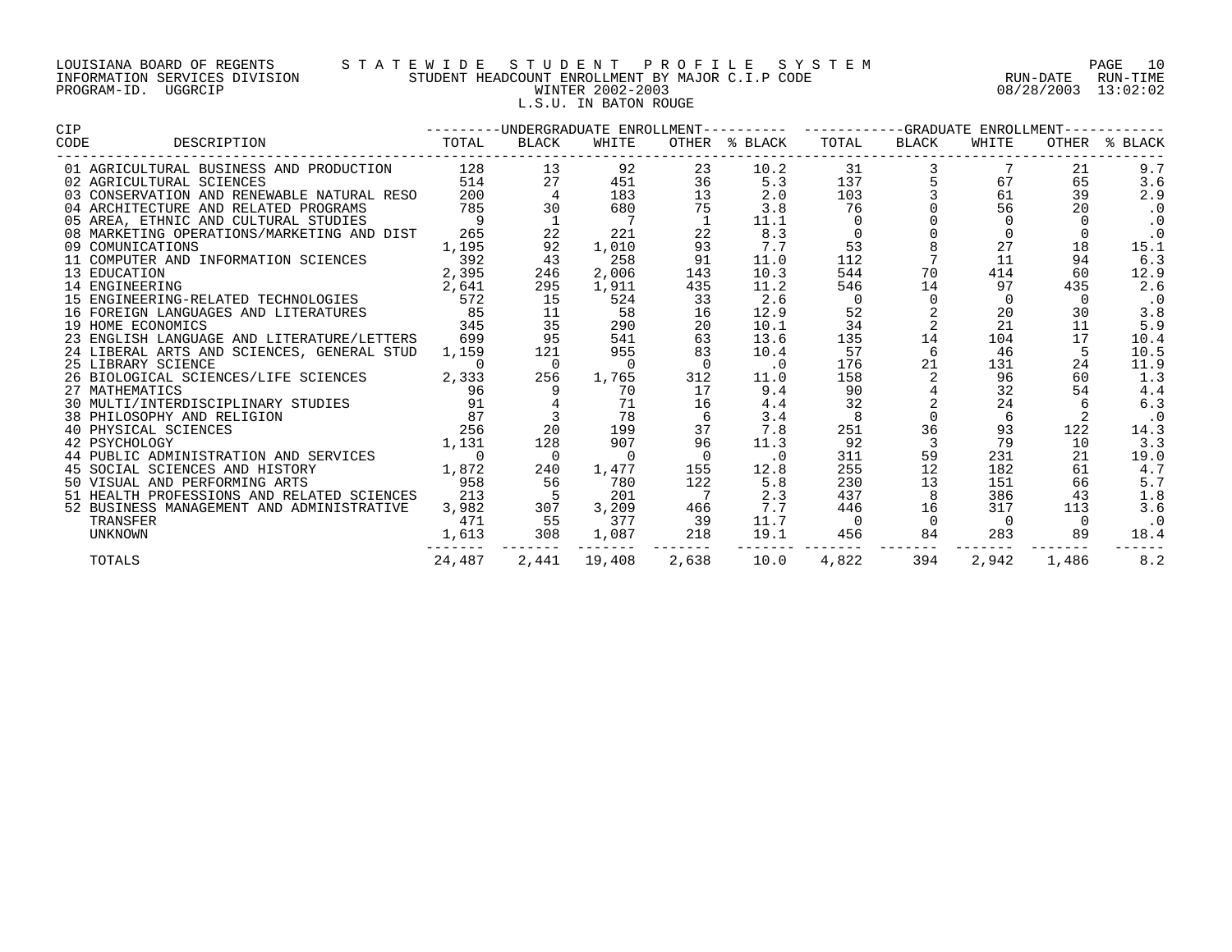LOUISIANA BOARD OF REGENTS — STATEWIDE STUDENT PROFILE SYSTEM
INFORMATION SERVICES DIVISION — STUDENT HEADCOUNT ENROLLMENT BY MAJOR C.I.P CODE — RUN-DATE 08/28/2003 RUN-TIME 13:02:02
PROGRAM-ID. UGGRCIP — WINTER 2002-2003

L.S.U. IN BATON ROUGE

| CIP CODE | DESCRIPTION | UNDERGRADUATE ENROLLMENT TOTAL | BLACK | WHITE | OTHER | % BLACK | GRADUATE ENROLLMENT TOTAL | BLACK | WHITE | OTHER | % BLACK |
|---|---|---|---|---|---|---|---|---|---|---|---|
| 01 | AGRICULTURAL BUSINESS AND PRODUCTION | 128 | 13 | 92 | 23 | 10.2 | 31 | 3 | 7 | 21 | 9.7 |
| 02 | AGRICULTURAL SCIENCES | 514 | 27 | 451 | 36 | 5.3 | 137 | 5 | 67 | 65 | 3.6 |
| 03 | CONSERVATION AND RENEWABLE NATURAL RESO | 200 | 4 | 183 | 13 | 2.0 | 103 | 3 | 61 | 39 | 2.9 |
| 04 | ARCHITECTURE AND RELATED PROGRAMS | 785 | 30 | 680 | 75 | 3.8 | 76 | 0 | 56 | 20 | .0 |
| 05 | AREA, ETHNIC AND CULTURAL STUDIES | 9 | 1 | 7 | 1 | 11.1 | 0 | 0 | 0 | 0 | .0 |
| 08 | MARKETING OPERATIONS/MARKETING AND DIST | 265 | 22 | 221 | 22 | 8.3 | 0 | 0 | 0 | 0 | .0 |
| 09 | COMUNICATIONS | 1,195 | 92 | 1,010 | 93 | 7.7 | 53 | 8 | 27 | 18 | 15.1 |
| 11 | COMPUTER AND INFORMATION SCIENCES | 392 | 43 | 258 | 91 | 11.0 | 112 | 7 | 11 | 94 | 6.3 |
| 13 | EDUCATION | 2,395 | 246 | 2,006 | 143 | 10.3 | 544 | 70 | 414 | 60 | 12.9 |
| 14 | ENGINEERING | 2,641 | 295 | 1,911 | 435 | 11.2 | 546 | 14 | 97 | 435 | 2.6 |
| 15 | ENGINEERING-RELATED TECHNOLOGIES | 572 | 15 | 524 | 33 | 2.6 | 0 | 0 | 0 | 0 | .0 |
| 16 | FOREIGN LANGUAGES AND LITERATURES | 85 | 11 | 58 | 16 | 12.9 | 52 | 2 | 20 | 30 | 3.8 |
| 19 | HOME ECONOMICS | 345 | 35 | 290 | 20 | 10.1 | 34 | 2 | 21 | 11 | 5.9 |
| 23 | ENGLISH LANGUAGE AND LITERATURE/LETTERS | 699 | 95 | 541 | 63 | 13.6 | 135 | 14 | 104 | 17 | 10.4 |
| 24 | LIBERAL ARTS AND SCIENCES, GENERAL STUD | 1,159 | 121 | 955 | 83 | 10.4 | 57 | 6 | 46 | 5 | 10.5 |
| 25 | LIBRARY SCIENCE | 0 | 0 | 0 | 0 | .0 | 176 | 21 | 131 | 24 | 11.9 |
| 26 | BIOLOGICAL SCIENCES/LIFE SCIENCES | 2,333 | 256 | 1,765 | 312 | 11.0 | 158 | 2 | 96 | 60 | 1.3 |
| 27 | MATHEMATICS | 96 | 9 | 70 | 17 | 9.4 | 90 | 4 | 32 | 54 | 4.4 |
| 30 | MULTI/INTERDISCIPLINARY STUDIES | 91 | 4 | 71 | 16 | 4.4 | 32 | 2 | 24 | 6 | 6.3 |
| 38 | PHILOSOPHY AND RELIGION | 87 | 3 | 78 | 6 | 3.4 | 8 | 0 | 6 | 2 | .0 |
| 40 | PHYSICAL SCIENCES | 256 | 20 | 199 | 37 | 7.8 | 251 | 36 | 93 | 122 | 14.3 |
| 42 | PSYCHOLOGY | 1,131 | 128 | 907 | 96 | 11.3 | 92 | 3 | 79 | 10 | 3.3 |
| 44 | PUBLIC ADMINISTRATION AND SERVICES | 0 | 0 | 0 | 0 | .0 | 311 | 59 | 231 | 21 | 19.0 |
| 45 | SOCIAL SCIENCES AND HISTORY | 1,872 | 240 | 1,477 | 155 | 12.8 | 255 | 12 | 182 | 61 | 4.7 |
| 50 | VISUAL AND PERFORMING ARTS | 958 | 56 | 780 | 122 | 5.8 | 230 | 13 | 151 | 66 | 5.7 |
| 51 | HEALTH PROFESSIONS AND RELATED SCIENCES | 213 | 5 | 201 | 7 | 2.3 | 437 | 8 | 386 | 43 | 1.8 |
| 52 | BUSINESS MANAGEMENT AND ADMINISTRATIVE | 3,982 | 307 | 3,209 | 466 | 7.7 | 446 | 16 | 317 | 113 | 3.6 |
| | TRANSFER | 471 | 55 | 377 | 39 | 11.7 | 0 | 0 | 0 | 0 | .0 |
| | UNKNOWN | 1,613 | 308 | 1,087 | 218 | 19.1 | 456 | 84 | 283 | 89 | 18.4 |
| | TOTALS | 24,487 | 2,441 | 19,408 | 2,638 | 10.0 | 4,822 | 394 | 2,942 | 1,486 | 8.2 |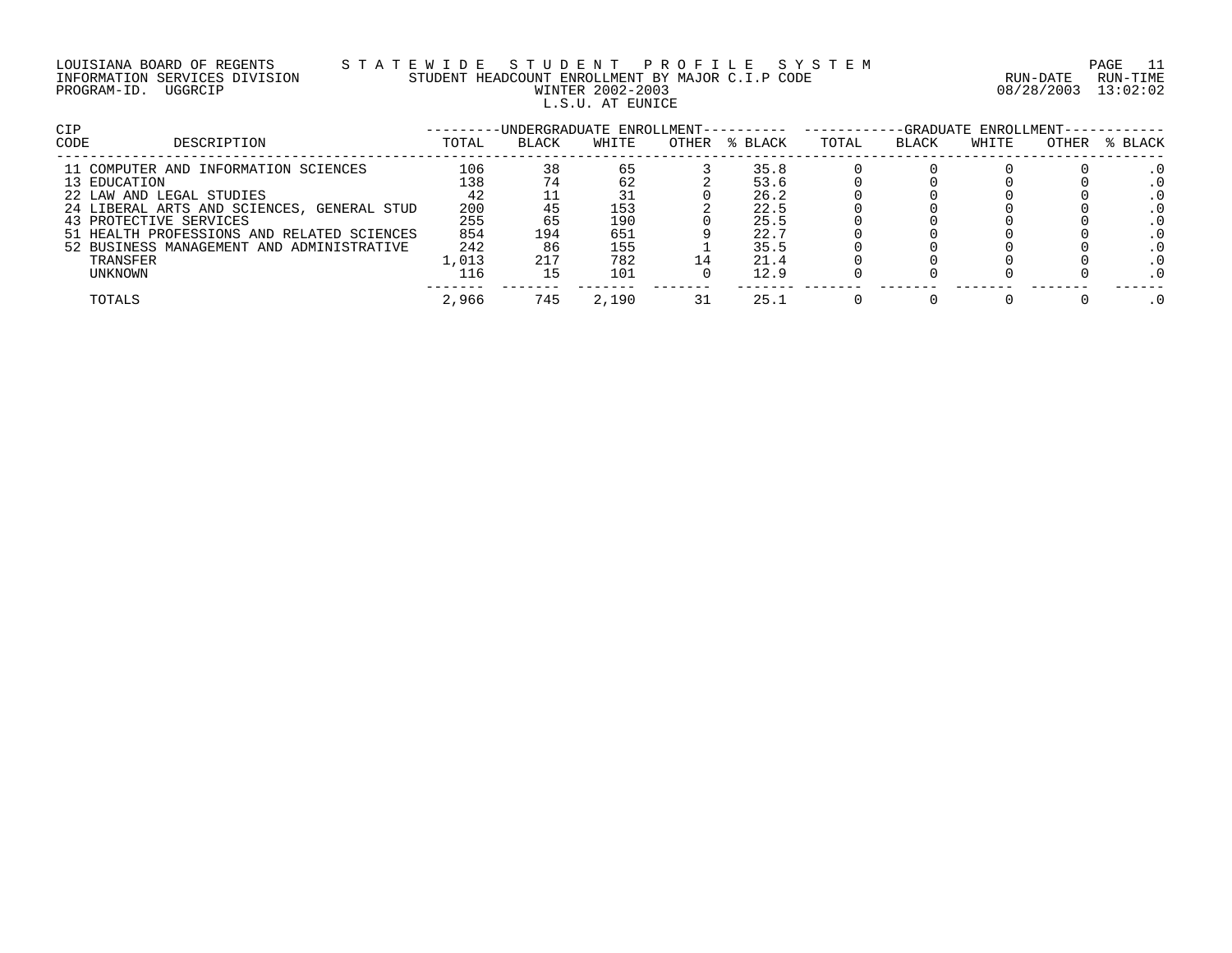LOUISIANA BOARD OF REGENTS — STATEWIDE STUDENT PROFILE SYSTEM

INFORMATION SERVICES DIVISION — STUDENT HEADCOUNT ENROLLMENT BY MAJOR C.I.P CODE

PROGRAM-ID. UGGRCIP — WINTER 2002-2003 — RUN-DATE 08/28/2003 RUN-TIME 13:02:02

L.S.U. AT EUNICE

| CIP CODE | DESCRIPTION | UNDERGRADUATE ENROLLMENT | | | | | GRADUATE ENROLLMENT | | | | |
|---|---|---|---|---|---|---|---|---|---|---|---|
| | | TOTAL | BLACK | WHITE | OTHER | % BLACK | TOTAL | BLACK | WHITE | OTHER | % BLACK |
| 11 | COMPUTER AND INFORMATION SCIENCES | 106 | 38 | 65 | 3 | 35.8 | 0 | 0 | 0 | 0 | .0 |
| 13 | EDUCATION | 138 | 74 | 62 | 2 | 53.6 | 0 | 0 | 0 | 0 | .0 |
| 22 | LAW AND LEGAL STUDIES | 42 | 11 | 31 | 0 | 26.2 | 0 | 0 | 0 | 0 | .0 |
| 24 | LIBERAL ARTS AND SCIENCES, GENERAL STUD | 200 | 45 | 153 | 2 | 22.5 | 0 | 0 | 0 | 0 | .0 |
| 43 | PROTECTIVE SERVICES | 255 | 65 | 190 | 0 | 25.5 | 0 | 0 | 0 | 0 | .0 |
| 51 | HEALTH PROFESSIONS AND RELATED SCIENCES | 854 | 194 | 651 | 9 | 22.7 | 0 | 0 | 0 | 0 | .0 |
| 52 | BUSINESS MANAGEMENT AND ADMINISTRATIVE | 242 | 86 | 155 | 1 | 35.5 | 0 | 0 | 0 | 0 | .0 |
| | TRANSFER | 1,013 | 217 | 782 | 14 | 21.4 | 0 | 0 | 0 | 0 | .0 |
| | UNKNOWN | 116 | 15 | 101 | 0 | 12.9 | 0 | 0 | 0 | 0 | .0 |
| | TOTALS | 2,966 | 745 | 2,190 | 31 | 25.1 | 0 | 0 | 0 | 0 | .0 |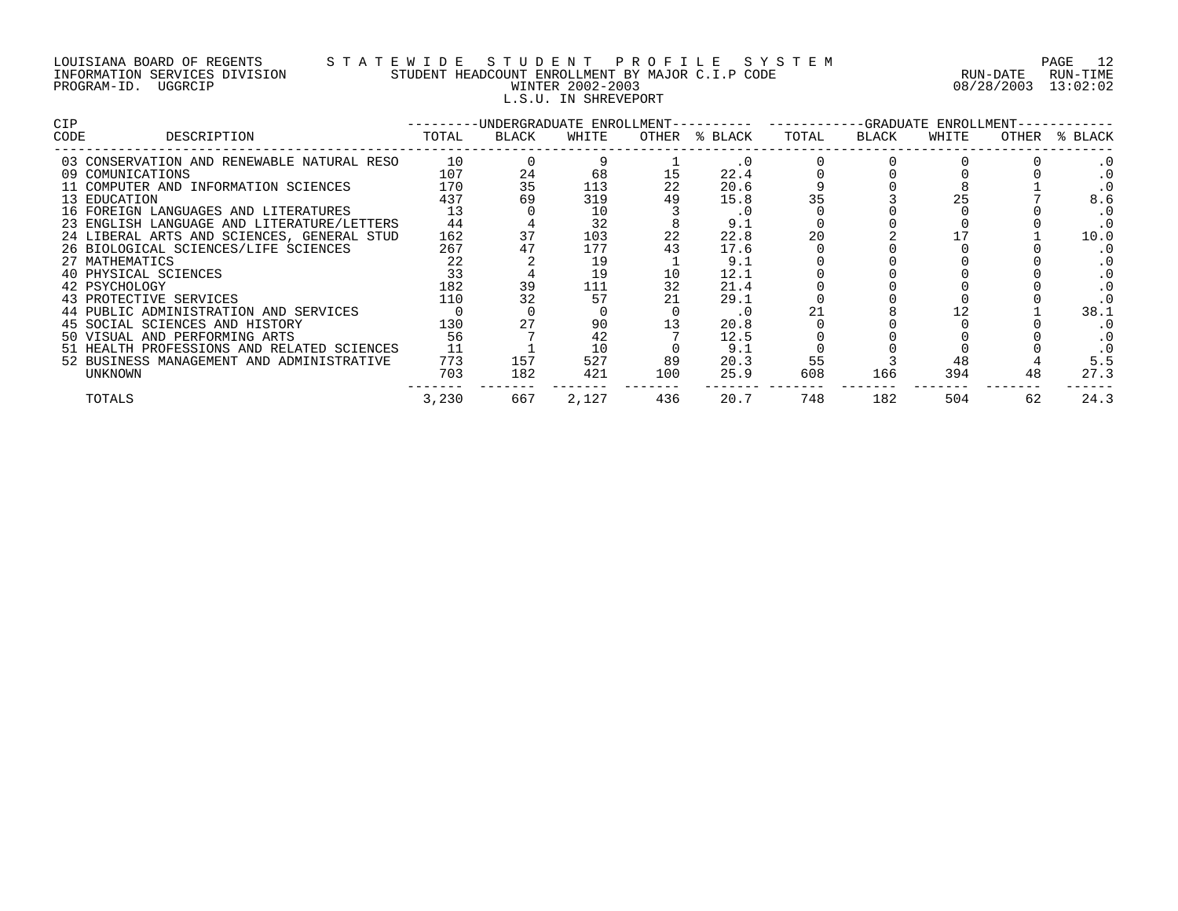LOUISIANA BOARD OF REGENTS — STATEWIDE STUDENT PROFILE SYSTEM
INFORMATION SERVICES DIVISION — STUDENT HEADCOUNT ENROLLMENT BY MAJOR C.I.P CODE
PROGRAM-ID. UGGRCIP — WINTER 2002-2003
L.S.U. IN SHREVEPORT

RUN-DATE 08/28/2003 RUN-TIME 13:02:02

| CIP CODE | DESCRIPTION | UNDERGRADUATE ENROLLMENT | | | | | GRADUATE ENROLLMENT | | | | |
|---|---|---|---|---|---|---|---|---|---|---|---|
| | | TOTAL | BLACK | WHITE | OTHER | % BLACK | TOTAL | BLACK | WHITE | OTHER | % BLACK |
| 03 | CONSERVATION AND RENEWABLE NATURAL RESO | 10 | 0 | 9 | 1 | .0 | 0 | 0 | 0 | 0 | .0 |
| 09 | COMUNICATIONS | 107 | 24 | 68 | 15 | 22.4 | 0 | 0 | 0 | 0 | .0 |
| 11 | COMPUTER AND INFORMATION SCIENCES | 170 | 35 | 113 | 22 | 20.6 | 9 | 0 | 8 | 1 | .0 |
| 13 | EDUCATION | 437 | 69 | 319 | 49 | 15.8 | 35 | 3 | 25 | 7 | 8.6 |
| 16 | FOREIGN LANGUAGES AND LITERATURES | 13 | 0 | 10 | 3 | .0 | 0 | 0 | 0 | 0 | .0 |
| 23 | ENGLISH LANGUAGE AND LITERATURE/LETTERS | 44 | 4 | 32 | 8 | 9.1 | 0 | 0 | 0 | 0 | .0 |
| 24 | LIBERAL ARTS AND SCIENCES, GENERAL STUD | 162 | 37 | 103 | 22 | 22.8 | 20 | 2 | 17 | 1 | 10.0 |
| 26 | BIOLOGICAL SCIENCES/LIFE SCIENCES | 267 | 47 | 177 | 43 | 17.6 | 0 | 0 | 0 | 0 | .0 |
| 27 | MATHEMATICS | 22 | 2 | 19 | 1 | 9.1 | 0 | 0 | 0 | 0 | .0 |
| 40 | PHYSICAL SCIENCES | 33 | 4 | 19 | 10 | 12.1 | 0 | 0 | 0 | 0 | .0 |
| 42 | PSYCHOLOGY | 182 | 39 | 111 | 32 | 21.4 | 0 | 0 | 0 | 0 | .0 |
| 43 | PROTECTIVE SERVICES | 110 | 32 | 57 | 21 | 29.1 | 0 | 0 | 0 | 0 | .0 |
| 44 | PUBLIC ADMINISTRATION AND SERVICES | 0 | 0 | 0 | 0 | .0 | 21 | 8 | 12 | 1 | 38.1 |
| 45 | SOCIAL SCIENCES AND HISTORY | 130 | 27 | 90 | 13 | 20.8 | 0 | 0 | 0 | 0 | .0 |
| 50 | VISUAL AND PERFORMING ARTS | 56 | 7 | 42 | 7 | 12.5 | 0 | 0 | 0 | 0 | .0 |
| 51 | HEALTH PROFESSIONS AND RELATED SCIENCES | 11 | 1 | 10 | 0 | 9.1 | 0 | 0 | 0 | 0 | .0 |
| 52 | BUSINESS MANAGEMENT AND ADMINISTRATIVE | 773 | 157 | 527 | 89 | 20.3 | 55 | 3 | 48 | 4 | 5.5 |
| | UNKNOWN | 703 | 182 | 421 | 100 | 25.9 | 608 | 166 | 394 | 48 | 27.3 |
| | TOTALS | 3,230 | 667 | 2,127 | 436 | 20.7 | 748 | 182 | 504 | 62 | 24.3 |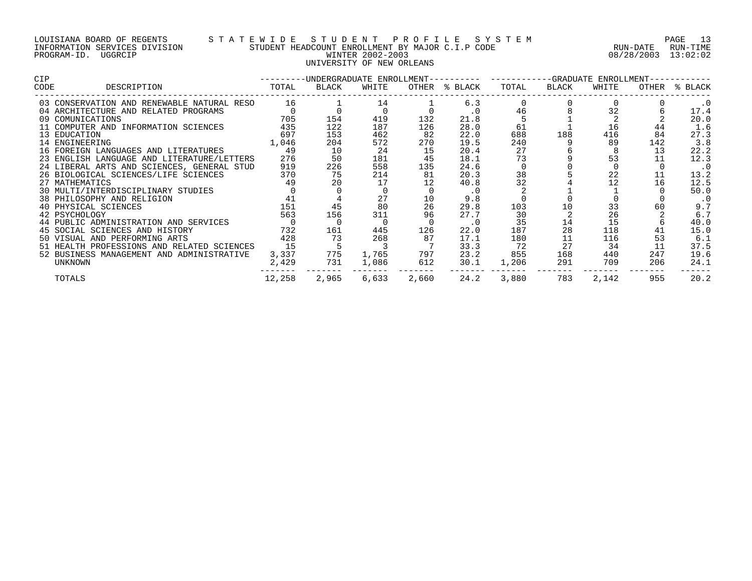LOUISIANA BOARD OF REGENTS — STATEWIDE STUDENT PROFILE SYSTEM
INFORMATION SERVICES DIVISION — STUDENT HEADCOUNT ENROLLMENT BY MAJOR C.I.P CODE — RUN-DATE 08/28/2003 RUN-TIME 13:02:02
PROGRAM-ID. UGGRCIP — WINTER 2002-2003

UNIVERSITY OF NEW ORLEANS

| CIP CODE | DESCRIPTION | UNDERGRADUATE ENROLLMENT TOTAL | BLACK | WHITE | OTHER | % BLACK | GRADUATE ENROLLMENT TOTAL | BLACK | WHITE | OTHER | % BLACK |
|---|---|---|---|---|---|---|---|---|---|---|---|
| 03 | CONSERVATION AND RENEWABLE NATURAL RESO | 16 | 1 | 14 | 1 | 6.3 | 0 | 0 | 0 | 0 | .0 |
| 04 | ARCHITECTURE AND RELATED PROGRAMS | 0 | 0 | 0 | 0 | .0 | 46 | 8 | 32 | 6 | 17.4 |
| 09 | COMUNICATIONS | 705 | 154 | 419 | 132 | 21.8 | 5 | 1 | 2 | 2 | 20.0 |
| 11 | COMPUTER AND INFORMATION SCIENCES | 435 | 122 | 187 | 126 | 28.0 | 61 | 1 | 16 | 44 | 1.6 |
| 13 | EDUCATION | 697 | 153 | 462 | 82 | 22.0 | 688 | 188 | 416 | 84 | 27.3 |
| 14 | ENGINEERING | 1,046 | 204 | 572 | 270 | 19.5 | 240 | 9 | 89 | 142 | 3.8 |
| 16 | FOREIGN LANGUAGES AND LITERATURES | 49 | 10 | 24 | 15 | 20.4 | 27 | 6 | 8 | 13 | 22.2 |
| 23 | ENGLISH LANGUAGE AND LITERATURE/LETTERS | 276 | 50 | 181 | 45 | 18.1 | 73 | 9 | 53 | 11 | 12.3 |
| 24 | LIBERAL ARTS AND SCIENCES, GENERAL STUD | 919 | 226 | 558 | 135 | 24.6 | 0 | 0 | 0 | 0 | .0 |
| 26 | BIOLOGICAL SCIENCES/LIFE SCIENCES | 370 | 75 | 214 | 81 | 20.3 | 38 | 5 | 22 | 11 | 13.2 |
| 27 | MATHEMATICS | 49 | 20 | 17 | 12 | 40.8 | 32 | 4 | 12 | 16 | 12.5 |
| 30 | MULTI/INTERDISCIPLINARY STUDIES | 0 | 0 | 0 | 0 | .0 | 2 | 1 | 1 | 0 | 50.0 |
| 38 | PHILOSOPHY AND RELIGION | 41 | 4 | 27 | 10 | 9.8 | 0 | 0 | 0 | 0 | .0 |
| 40 | PHYSICAL SCIENCES | 151 | 45 | 80 | 26 | 29.8 | 103 | 10 | 33 | 60 | 9.7 |
| 42 | PSYCHOLOGY | 563 | 156 | 311 | 96 | 27.7 | 30 | 2 | 26 | 2 | 6.7 |
| 44 | PUBLIC ADMINISTRATION AND SERVICES | 0 | 0 | 0 | 0 | .0 | 35 | 14 | 15 | 6 | 40.0 |
| 45 | SOCIAL SCIENCES AND HISTORY | 732 | 161 | 445 | 126 | 22.0 | 187 | 28 | 118 | 41 | 15.0 |
| 50 | VISUAL AND PERFORMING ARTS | 428 | 73 | 268 | 87 | 17.1 | 180 | 11 | 116 | 53 | 6.1 |
| 51 | HEALTH PROFESSIONS AND RELATED SCIENCES | 15 | 5 | 3 | 7 | 33.3 | 72 | 27 | 34 | 11 | 37.5 |
| 52 | BUSINESS MANAGEMENT AND ADMINISTRATIVE | 3,337 | 775 | 1,765 | 797 | 23.2 | 855 | 168 | 440 | 247 | 19.6 |
| | UNKNOWN | 2,429 | 731 | 1,086 | 612 | 30.1 | 1,206 | 291 | 709 | 206 | 24.1 |
| | TOTALS | 12,258 | 2,965 | 6,633 | 2,660 | 24.2 | 3,880 | 783 | 2,142 | 955 | 20.2 |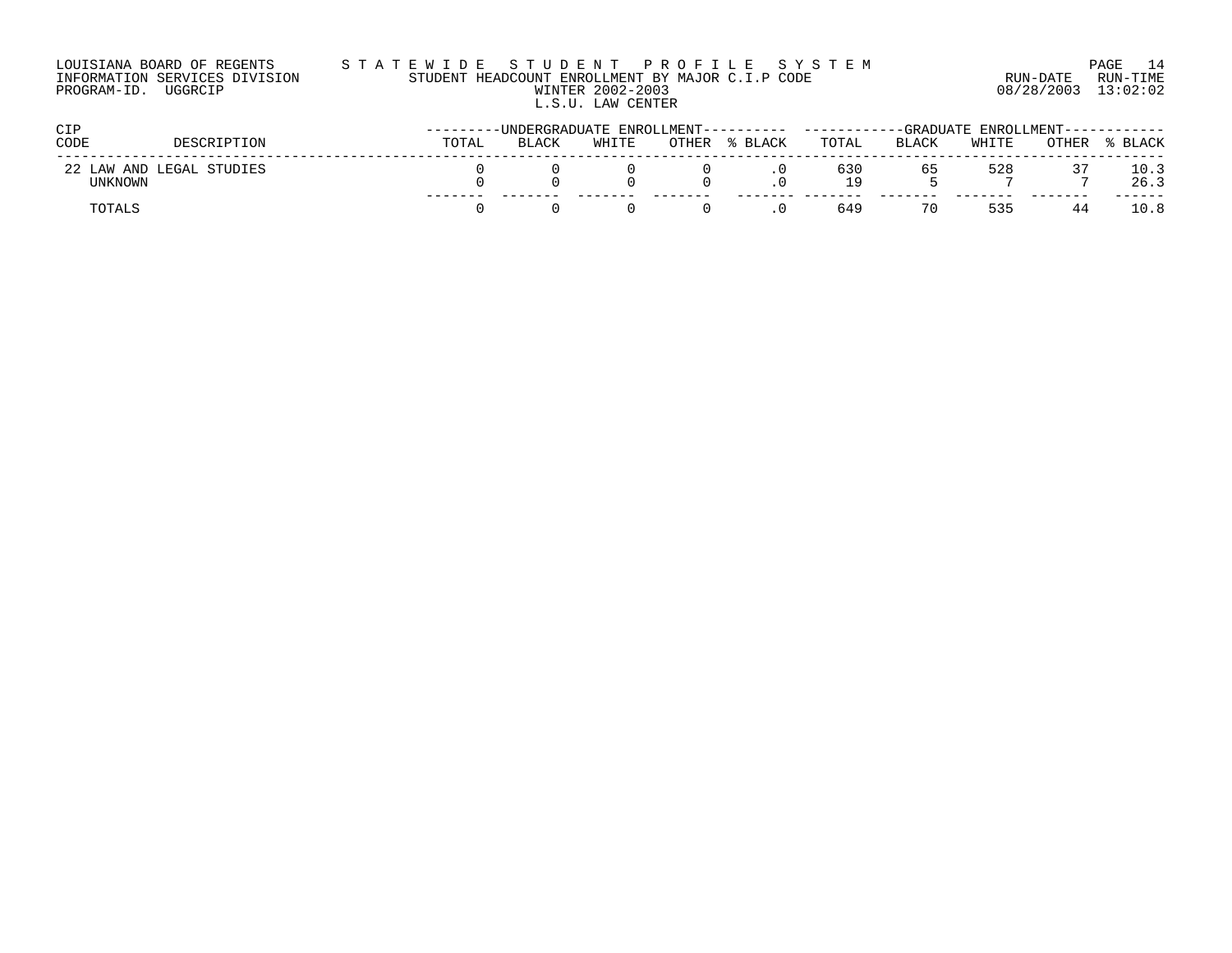LOUISIANA BOARD OF REGENTS — S T A T E W I D E   S T U D E N T   P R O F I L E   S Y S T E M

INFORMATION SERVICES DIVISION — STUDENT HEADCOUNT ENROLLMENT BY MAJOR C.I.P CODE — RUN-DATE 08/28/2003 RUN-TIME 13:02:02

PROGRAM-ID. UGGRCIP

WINTER 2002-2003

L.S.U. LAW CENTER

| CIP CODE | DESCRIPTION | UNDERGRADUATE ENROLLMENT | | | | | GRADUATE ENROLLMENT | | | | |
|---|---|---|---|---|---|---|---|---|---|---|---|
| | | TOTAL | BLACK | WHITE | OTHER | % BLACK | TOTAL | BLACK | WHITE | OTHER | % BLACK |
| 22 | LAW AND LEGAL STUDIES | 0 | 0 | 0 | 0 | .0 | 630 | 65 | 528 | 37 | 10.3 |
| | UNKNOWN | 0 | 0 | 0 | 0 | .0 | 19 | 5 | 7 | 7 | 26.3 |
| | TOTALS | 0 | 0 | 0 | 0 | .0 | 649 | 70 | 535 | 44 | 10.8 |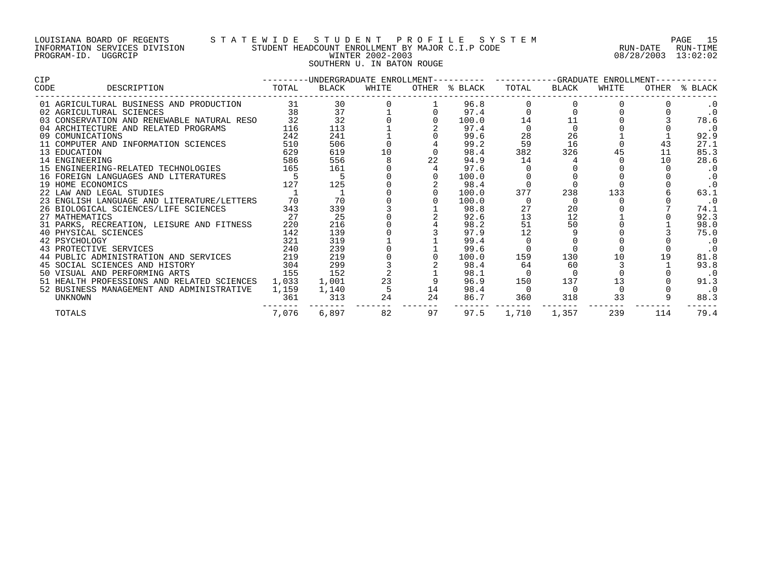LOUISIANA BOARD OF REGENTS — STATEWIDE STUDENT PROFILE SYSTEM
INFORMATION SERVICES DIVISION — STUDENT HEADCOUNT ENROLLMENT BY MAJOR C.I.P CODE — RUN-DATE 08/28/2003 RUN-TIME 13:02:02
PROGRAM-ID. UGGRCIP — WINTER 2002-2003

SOUTHERN U. IN BATON ROUGE

| CIP CODE | DESCRIPTION | UNDERGRADUATE ENROLLMENT TOTAL | BLACK | WHITE | OTHER | % BLACK | GRADUATE ENROLLMENT TOTAL | BLACK | WHITE | OTHER | % BLACK |
|---|---|---|---|---|---|---|---|---|---|---|---|
| 01 | AGRICULTURAL BUSINESS AND PRODUCTION | 31 | 30 | 0 | 1 | 96.8 | 0 | 0 | 0 | 0 | .0 |
| 02 | AGRICULTURAL SCIENCES | 38 | 37 | 1 | 0 | 97.4 | 0 | 0 | 0 | 0 | .0 |
| 03 | CONSERVATION AND RENEWABLE NATURAL RESO | 32 | 32 | 0 | 0 | 100.0 | 14 | 11 | 0 | 3 | 78.6 |
| 04 | ARCHITECTURE AND RELATED PROGRAMS | 116 | 113 | 1 | 2 | 97.4 | 0 | 0 | 0 | 0 | .0 |
| 09 | COMUNICATIONS | 242 | 241 | 1 | 0 | 99.6 | 28 | 26 | 1 | 1 | 92.9 |
| 11 | COMPUTER AND INFORMATION SCIENCES | 510 | 506 | 0 | 4 | 99.2 | 59 | 16 | 0 | 43 | 27.1 |
| 13 | EDUCATION | 629 | 619 | 10 | 0 | 98.4 | 382 | 326 | 45 | 11 | 85.3 |
| 14 | ENGINEERING | 586 | 556 | 8 | 22 | 94.9 | 14 | 4 | 0 | 10 | 28.6 |
| 15 | ENGINEERING-RELATED TECHNOLOGIES | 165 | 161 | 0 | 4 | 97.6 | 0 | 0 | 0 | 0 | .0 |
| 16 | FOREIGN LANGUAGES AND LITERATURES | 5 | 5 | 0 | 0 | 100.0 | 0 | 0 | 0 | 0 | .0 |
| 19 | HOME ECONOMICS | 127 | 125 | 0 | 2 | 98.4 | 0 | 0 | 0 | 0 | .0 |
| 22 | LAW AND LEGAL STUDIES | 1 | 1 | 0 | 0 | 100.0 | 377 | 238 | 133 | 6 | 63.1 |
| 23 | ENGLISH LANGUAGE AND LITERATURE/LETTERS | 70 | 70 | 0 | 0 | 100.0 | 0 | 0 | 0 | 0 | .0 |
| 26 | BIOLOGICAL SCIENCES/LIFE SCIENCES | 343 | 339 | 3 | 1 | 98.8 | 27 | 20 | 0 | 7 | 74.1 |
| 27 | MATHEMATICS | 27 | 25 | 0 | 2 | 92.6 | 13 | 12 | 1 | 0 | 92.3 |
| 31 | PARKS, RECREATION, LEISURE AND FITNESS | 220 | 216 | 0 | 4 | 98.2 | 51 | 50 | 0 | 1 | 98.0 |
| 40 | PHYSICAL SCIENCES | 142 | 139 | 0 | 3 | 97.9 | 12 | 9 | 0 | 3 | 75.0 |
| 42 | PSYCHOLOGY | 321 | 319 | 1 | 1 | 99.4 | 0 | 0 | 0 | 0 | .0 |
| 43 | PROTECTIVE SERVICES | 240 | 239 | 0 | 1 | 99.6 | 0 | 0 | 0 | 0 | .0 |
| 44 | PUBLIC ADMINISTRATION AND SERVICES | 219 | 219 | 0 | 0 | 100.0 | 159 | 130 | 10 | 19 | 81.8 |
| 45 | SOCIAL SCIENCES AND HISTORY | 304 | 299 | 3 | 2 | 98.4 | 64 | 60 | 3 | 1 | 93.8 |
| 50 | VISUAL AND PERFORMING ARTS | 155 | 152 | 2 | 1 | 98.1 | 0 | 0 | 0 | 0 | .0 |
| 51 | HEALTH PROFESSIONS AND RELATED SCIENCES | 1,033 | 1,001 | 23 | 9 | 96.9 | 150 | 137 | 13 | 0 | 91.3 |
| 52 | BUSINESS MANAGEMENT AND ADMINISTRATIVE | 1,159 | 1,140 | 5 | 14 | 98.4 | 0 | 0 | 0 | 0 | .0 |
| | UNKNOWN | 361 | 313 | 24 | 24 | 86.7 | 360 | 318 | 33 | 9 | 88.3 |
| | TOTALS | 7,076 | 6,897 | 82 | 97 | 97.5 | 1,710 | 1,357 | 239 | 114 | 79.4 |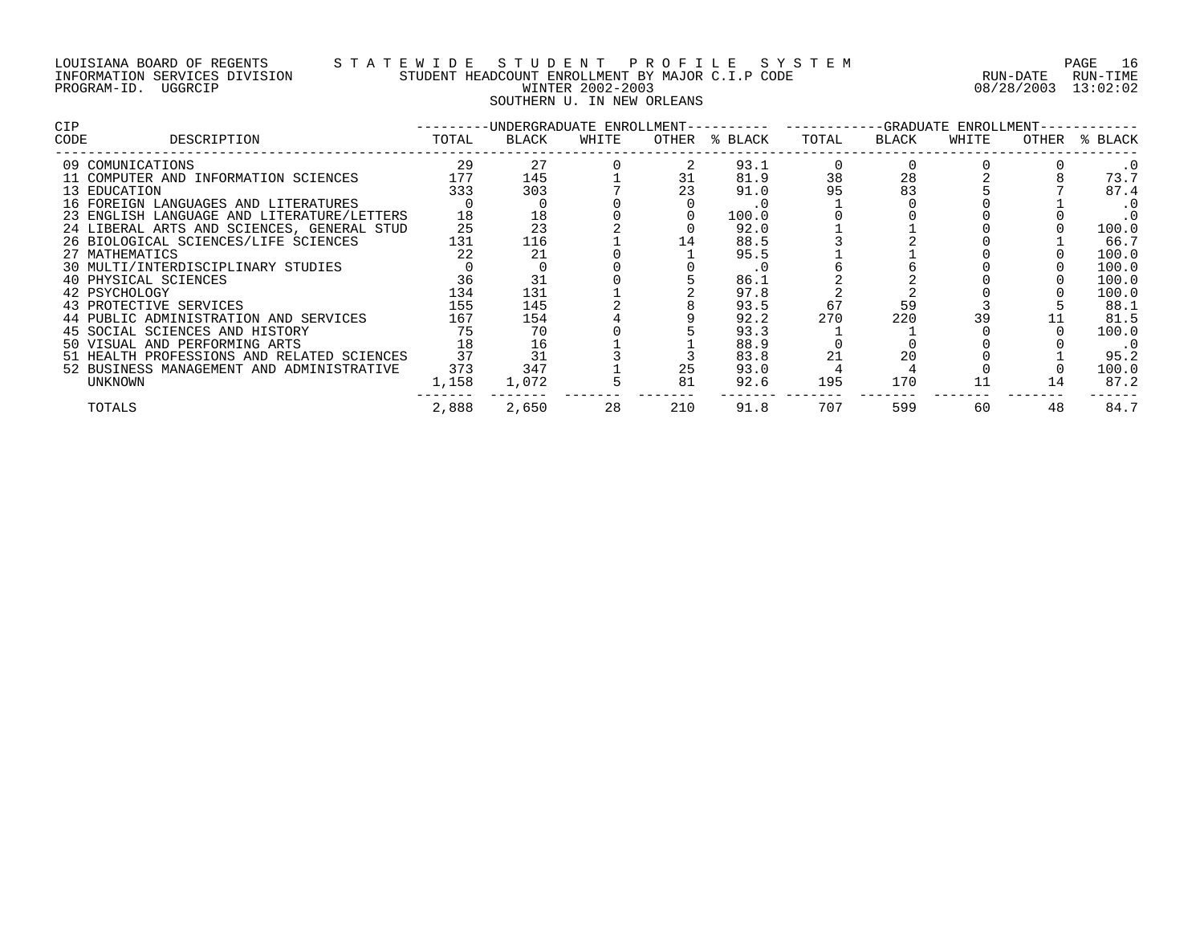LOUISIANA BOARD OF REGENTS — STATEWIDE STUDENT PROFILE SYSTEM
INFORMATION SERVICES DIVISION — STUDENT HEADCOUNT ENROLLMENT BY MAJOR C.I.P CODE
PROGRAM-ID. UGGRCIP — WINTER 2002-2003 — RUN-DATE 08/28/2003 RUN-TIME 13:02:02

## SOUTHERN U. IN NEW ORLEANS

| CIP CODE | DESCRIPTION | UNDERGRADUATE ENROLLMENT | | | | | GRADUATE ENROLLMENT | | | | |
|---|---|---|---|---|---|---|---|---|---|---|---|
| | | TOTAL | BLACK | WHITE | OTHER | % BLACK | TOTAL | BLACK | WHITE | OTHER | % BLACK |
| 09 | COMUNICATIONS | 29 | 27 | 0 | 2 | 93.1 | 0 | 0 | 0 | 0 | .0 |
| 11 | COMPUTER AND INFORMATION SCIENCES | 177 | 145 | 1 | 31 | 81.9 | 38 | 28 | 2 | 8 | 73.7 |
| 13 | EDUCATION | 333 | 303 | 7 | 23 | 91.0 | 95 | 83 | 5 | 7 | 87.4 |
| 16 | FOREIGN LANGUAGES AND LITERATURES | 0 | 0 | 0 | 0 | .0 | 1 | 0 | 0 | 1 | .0 |
| 23 | ENGLISH LANGUAGE AND LITERATURE/LETTERS | 18 | 18 | 0 | 0 | 100.0 | 0 | 0 | 0 | 0 | .0 |
| 24 | LIBERAL ARTS AND SCIENCES, GENERAL STUD | 25 | 23 | 2 | 0 | 92.0 | 1 | 1 | 0 | 0 | 100.0 |
| 26 | BIOLOGICAL SCIENCES/LIFE SCIENCES | 131 | 116 | 1 | 14 | 88.5 | 3 | 2 | 0 | 1 | 66.7 |
| 27 | MATHEMATICS | 22 | 21 | 0 | 1 | 95.5 | 1 | 1 | 0 | 0 | 100.0 |
| 30 | MULTI/INTERDISCIPLINARY STUDIES | 0 | 0 | 0 | 0 | .0 | 6 | 6 | 0 | 0 | 100.0 |
| 40 | PHYSICAL SCIENCES | 36 | 31 | 0 | 5 | 86.1 | 2 | 2 | 0 | 0 | 100.0 |
| 42 | PSYCHOLOGY | 134 | 131 | 1 | 2 | 97.8 | 2 | 2 | 0 | 0 | 100.0 |
| 43 | PROTECTIVE SERVICES | 155 | 145 | 2 | 8 | 93.5 | 67 | 59 | 3 | 5 | 88.1 |
| 44 | PUBLIC ADMINISTRATION AND SERVICES | 167 | 154 | 4 | 9 | 92.2 | 270 | 220 | 39 | 11 | 81.5 |
| 45 | SOCIAL SCIENCES AND HISTORY | 75 | 70 | 0 | 5 | 93.3 | 1 | 1 | 0 | 0 | 100.0 |
| 50 | VISUAL AND PERFORMING ARTS | 18 | 16 | 1 | 1 | 88.9 | 0 | 0 | 0 | 0 | .0 |
| 51 | HEALTH PROFESSIONS AND RELATED SCIENCES | 37 | 31 | 3 | 3 | 83.8 | 21 | 20 | 0 | 1 | 95.2 |
| 52 | BUSINESS MANAGEMENT AND ADMINISTRATIVE | 373 | 347 | 1 | 25 | 93.0 | 4 | 4 | 0 | 0 | 100.0 |
| | UNKNOWN | 1,158 | 1,072 | 5 | 81 | 92.6 | 195 | 170 | 11 | 14 | 87.2 |
| | TOTALS | 2,888 | 2,650 | 28 | 210 | 91.8 | 707 | 599 | 60 | 48 | 84.7 |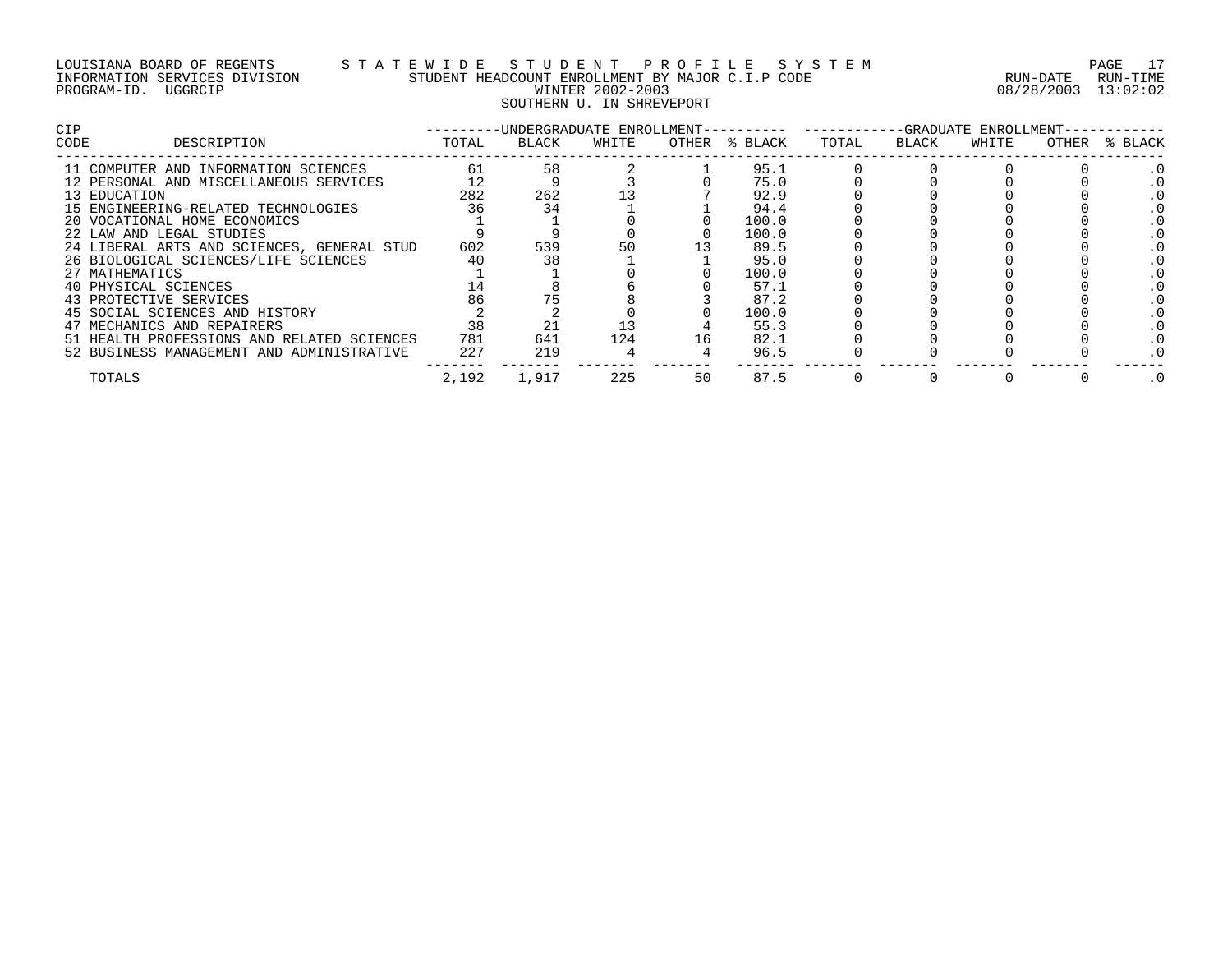LOUISIANA BOARD OF REGENTS — STATEWIDE STUDENT PROFILE SYSTEM
INFORMATION SERVICES DIVISION — STUDENT HEADCOUNT ENROLLMENT BY MAJOR C.I.P CODE — RUN-DATE 08/28/2003 RUN-TIME 13:02:02
PROGRAM-ID. UGGRCIP — WINTER 2002-2003

SOUTHERN U. IN SHREVEPORT

| CIP CODE | DESCRIPTION | UNDERGRADUATE ENROLLMENT TOTAL | BLACK | WHITE | OTHER | % BLACK | GRADUATE ENROLLMENT TOTAL | BLACK | WHITE | OTHER | % BLACK |
|---|---|---|---|---|---|---|---|---|---|---|---|
| 11 | COMPUTER AND INFORMATION SCIENCES | 61 | 58 | 2 | 1 | 95.1 | 0 | 0 | 0 | 0 | .0 |
| 12 | PERSONAL AND MISCELLANEOUS SERVICES | 12 | 9 | 3 | 0 | 75.0 | 0 | 0 | 0 | 0 | .0 |
| 13 | EDUCATION | 282 | 262 | 13 | 7 | 92.9 | 0 | 0 | 0 | 0 | .0 |
| 15 | ENGINEERING-RELATED TECHNOLOGIES | 36 | 34 | 1 | 1 | 94.4 | 0 | 0 | 0 | 0 | .0 |
| 20 | VOCATIONAL HOME ECONOMICS | 1 | 1 | 0 | 0 | 100.0 | 0 | 0 | 0 | 0 | .0 |
| 22 | LAW AND LEGAL STUDIES | 9 | 9 | 0 | 0 | 100.0 | 0 | 0 | 0 | 0 | .0 |
| 24 | LIBERAL ARTS AND SCIENCES, GENERAL STUD | 602 | 539 | 50 | 13 | 89.5 | 0 | 0 | 0 | 0 | .0 |
| 26 | BIOLOGICAL SCIENCES/LIFE SCIENCES | 40 | 38 | 1 | 1 | 95.0 | 0 | 0 | 0 | 0 | .0 |
| 27 | MATHEMATICS | 1 | 1 | 0 | 0 | 100.0 | 0 | 0 | 0 | 0 | .0 |
| 40 | PHYSICAL SCIENCES | 14 | 8 | 6 | 0 | 57.1 | 0 | 0 | 0 | 0 | .0 |
| 43 | PROTECTIVE SERVICES | 86 | 75 | 8 | 3 | 87.2 | 0 | 0 | 0 | 0 | .0 |
| 45 | SOCIAL SCIENCES AND HISTORY | 2 | 2 | 0 | 0 | 100.0 | 0 | 0 | 0 | 0 | .0 |
| 47 | MECHANICS AND REPAIRERS | 38 | 21 | 13 | 4 | 55.3 | 0 | 0 | 0 | 0 | .0 |
| 51 | HEALTH PROFESSIONS AND RELATED SCIENCES | 781 | 641 | 124 | 16 | 82.1 | 0 | 0 | 0 | 0 | .0 |
| 52 | BUSINESS MANAGEMENT AND ADMINISTRATIVE | 227 | 219 | 4 | 4 | 96.5 | 0 | 0 | 0 | 0 | .0 |
| | TOTALS | 2,192 | 1,917 | 225 | 50 | 87.5 | 0 | 0 | 0 | 0 | .0 |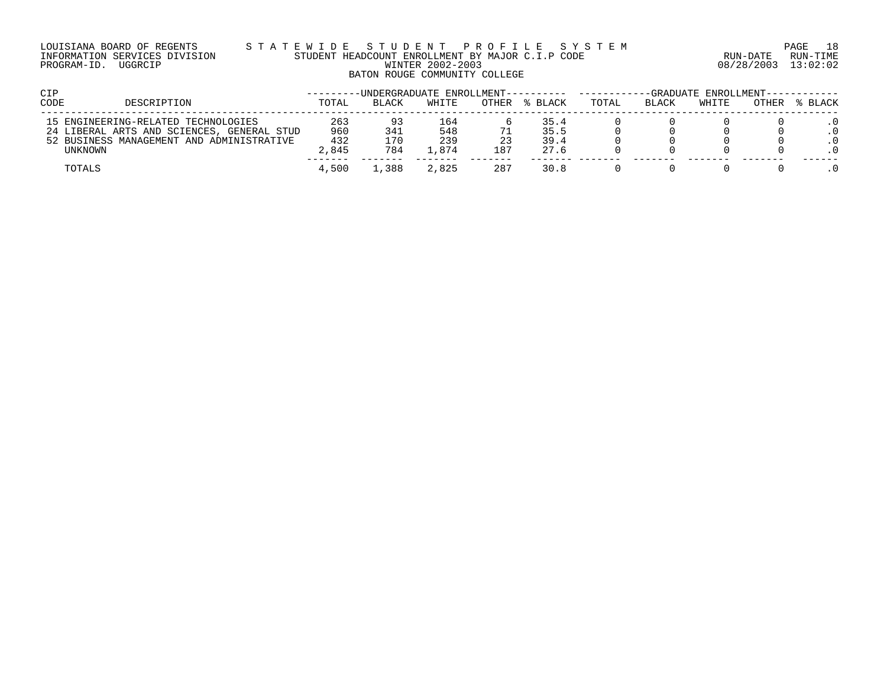LOUISIANA BOARD OF REGENTS — STATEWIDE STUDENT PROFILE SYSTEM
INFORMATION SERVICES DIVISION — STUDENT HEADCOUNT ENROLLMENT BY MAJOR C.I.P CODE — RUN-DATE 08/28/2003 RUN-TIME 13:02:02
PROGRAM-ID. UGGRCIP — WINTER 2002-2003

BATON ROUGE COMMUNITY COLLEGE

| CIP CODE | DESCRIPTION | UNDERGRADUATE ENROLLMENT | | | | | GRADUATE ENROLLMENT | | | | |
|---|---|---|---|---|---|---|---|---|---|---|---|
| | | TOTAL | BLACK | WHITE | OTHER | % BLACK | TOTAL | BLACK | WHITE | OTHER | % BLACK |
| 15 | ENGINEERING-RELATED TECHNOLOGIES | 263 | 93 | 164 | 6 | 35.4 | 0 | 0 | 0 | 0 | .0 |
| 24 | LIBERAL ARTS AND SCIENCES, GENERAL STUD | 960 | 341 | 548 | 71 | 35.5 | 0 | 0 | 0 | 0 | .0 |
| 52 | BUSINESS MANAGEMENT AND ADMINISTRATIVE | 432 | 170 | 239 | 23 | 39.4 | 0 | 0 | 0 | 0 | .0 |
| | UNKNOWN | 2,845 | 784 | 1,874 | 187 | 27.6 | 0 | 0 | 0 | 0 | .0 |
| | TOTALS | 4,500 | 1,388 | 2,825 | 287 | 30.8 | 0 | 0 | 0 | 0 | .0 |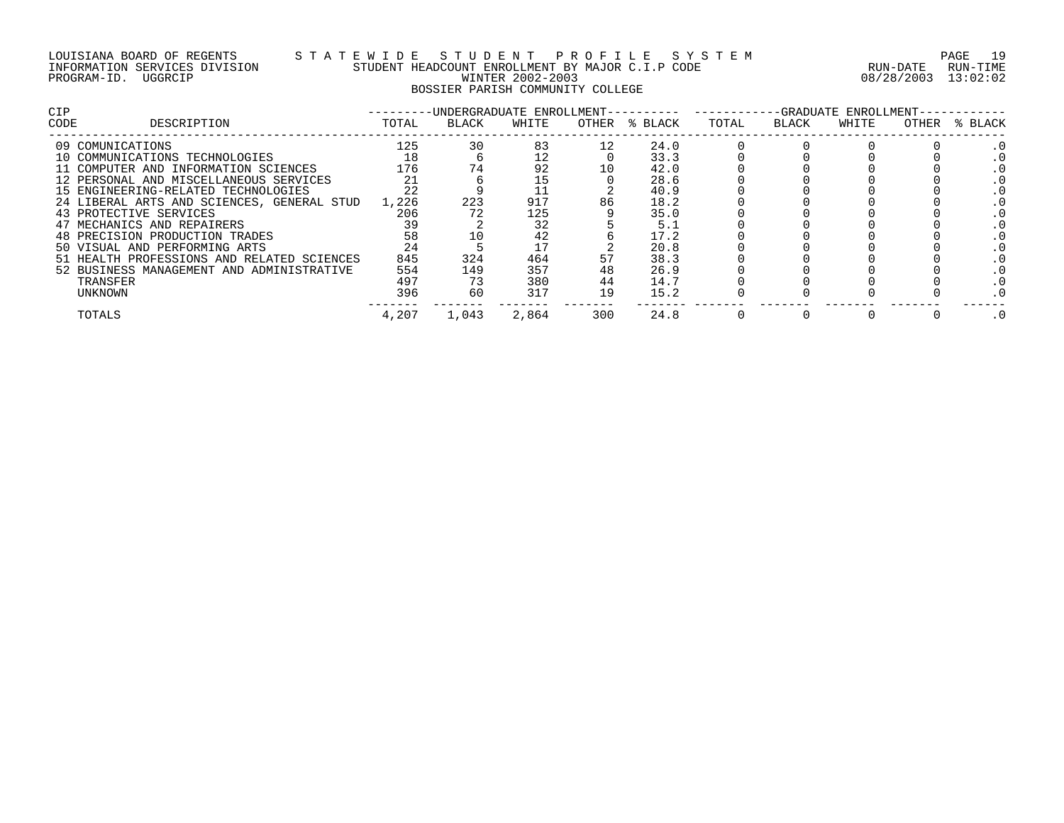LOUISIANA BOARD OF REGENTS — STATEWIDE STUDENT PROFILE SYSTEM
INFORMATION SERVICES DIVISION — STUDENT HEADCOUNT ENROLLMENT BY MAJOR C.I.P CODE
PROGRAM-ID. UGGRCIP — WINTER 2002-2003
RUN-DATE 08/28/2003 RUN-TIME 13:02:02

BOSSIER PARISH COMMUNITY COLLEGE

| CIP CODE | DESCRIPTION | UNDERGRADUATE ENROLLMENT TOTAL | BLACK | WHITE | OTHER | % BLACK | GRADUATE ENROLLMENT TOTAL | BLACK | WHITE | OTHER | % BLACK |
|---|---|---|---|---|---|---|---|---|---|---|---|
| 09 | COMUNICATIONS | 125 | 30 | 83 | 12 | 24.0 | 0 | 0 | 0 | 0 | .0 |
| 10 | COMMUNICATIONS TECHNOLOGIES | 18 | 6 | 12 | 0 | 33.3 | 0 | 0 | 0 | 0 | .0 |
| 11 | COMPUTER AND INFORMATION SCIENCES | 176 | 74 | 92 | 10 | 42.0 | 0 | 0 | 0 | 0 | .0 |
| 12 | PERSONAL AND MISCELLANEOUS SERVICES | 21 | 6 | 15 | 0 | 28.6 | 0 | 0 | 0 | 0 | .0 |
| 15 | ENGINEERING-RELATED TECHNOLOGIES | 22 | 9 | 11 | 2 | 40.9 | 0 | 0 | 0 | 0 | .0 |
| 24 | LIBERAL ARTS AND SCIENCES, GENERAL STUD | 1,226 | 223 | 917 | 86 | 18.2 | 0 | 0 | 0 | 0 | .0 |
| 43 | PROTECTIVE SERVICES | 206 | 72 | 125 | 9 | 35.0 | 0 | 0 | 0 | 0 | .0 |
| 47 | MECHANICS AND REPAIRERS | 39 | 2 | 32 | 5 | 5.1 | 0 | 0 | 0 | 0 | .0 |
| 48 | PRECISION PRODUCTION TRADES | 58 | 10 | 42 | 6 | 17.2 | 0 | 0 | 0 | 0 | .0 |
| 50 | VISUAL AND PERFORMING ARTS | 24 | 5 | 17 | 2 | 20.8 | 0 | 0 | 0 | 0 | .0 |
| 51 | HEALTH PROFESSIONS AND RELATED SCIENCES | 845 | 324 | 464 | 57 | 38.3 | 0 | 0 | 0 | 0 | .0 |
| 52 | BUSINESS MANAGEMENT AND ADMINISTRATIVE | 554 | 149 | 357 | 48 | 26.9 | 0 | 0 | 0 | 0 | .0 |
| | TRANSFER | 497 | 73 | 380 | 44 | 14.7 | 0 | 0 | 0 | 0 | .0 |
| | UNKNOWN | 396 | 60 | 317 | 19 | 15.2 | 0 | 0 | 0 | 0 | .0 |
| | TOTALS | 4,207 | 1,043 | 2,864 | 300 | 24.8 | 0 | 0 | 0 | 0 | .0 |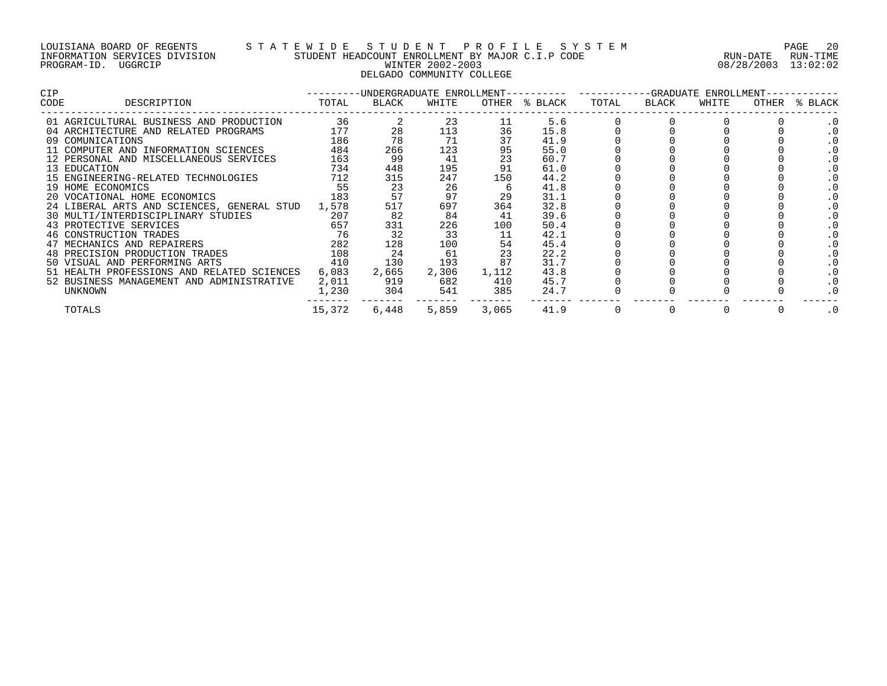LOUISIANA BOARD OF REGENTS — S T A T E W I D E   S T U D E N T   P R O F I L E   S Y S T E M

INFORMATION SERVICES DIVISION — STUDENT HEADCOUNT ENROLLMENT BY MAJOR C.I.P CODE — RUN-DATE 08/28/2003 RUN-TIME 13:02:02

PROGRAM-ID. UGGRCIP — WINTER 2002-2003

DELGADO COMMUNITY COLLEGE

| CIP CODE | DESCRIPTION | UNDERGRADUATE ENROLLMENT TOTAL | BLACK | WHITE | OTHER | % BLACK | GRADUATE ENROLLMENT TOTAL | BLACK | WHITE | OTHER | % BLACK |
|---|---|---|---|---|---|---|---|---|---|---|---|
| 01 | AGRICULTURAL BUSINESS AND PRODUCTION | 36 | 2 | 23 | 11 | 5.6 | 0 | 0 | 0 | 0 | .0 |
| 04 | ARCHITECTURE AND RELATED PROGRAMS | 177 | 28 | 113 | 36 | 15.8 | 0 | 0 | 0 | 0 | .0 |
| 09 | COMUNICATIONS | 186 | 78 | 71 | 37 | 41.9 | 0 | 0 | 0 | 0 | .0 |
| 11 | COMPUTER AND INFORMATION SCIENCES | 484 | 266 | 123 | 95 | 55.0 | 0 | 0 | 0 | 0 | .0 |
| 12 | PERSONAL AND MISCELLANEOUS SERVICES | 163 | 99 | 41 | 23 | 60.7 | 0 | 0 | 0 | 0 | .0 |
| 13 | EDUCATION | 734 | 448 | 195 | 91 | 61.0 | 0 | 0 | 0 | 0 | .0 |
| 15 | ENGINEERING-RELATED TECHNOLOGIES | 712 | 315 | 247 | 150 | 44.2 | 0 | 0 | 0 | 0 | .0 |
| 19 | HOME ECONOMICS | 55 | 23 | 26 | 6 | 41.8 | 0 | 0 | 0 | 0 | .0 |
| 20 | VOCATIONAL HOME ECONOMICS | 183 | 57 | 97 | 29 | 31.1 | 0 | 0 | 0 | 0 | .0 |
| 24 | LIBERAL ARTS AND SCIENCES, GENERAL STUD | 1,578 | 517 | 697 | 364 | 32.8 | 0 | 0 | 0 | 0 | .0 |
| 30 | MULTI/INTERDISCIPLINARY STUDIES | 207 | 82 | 84 | 41 | 39.6 | 0 | 0 | 0 | 0 | .0 |
| 43 | PROTECTIVE SERVICES | 657 | 331 | 226 | 100 | 50.4 | 0 | 0 | 0 | 0 | .0 |
| 46 | CONSTRUCTION TRADES | 76 | 32 | 33 | 11 | 42.1 | 0 | 0 | 0 | 0 | .0 |
| 47 | MECHANICS AND REPAIRERS | 282 | 128 | 100 | 54 | 45.4 | 0 | 0 | 0 | 0 | .0 |
| 48 | PRECISION PRODUCTION TRADES | 108 | 24 | 61 | 23 | 22.2 | 0 | 0 | 0 | 0 | .0 |
| 50 | VISUAL AND PERFORMING ARTS | 410 | 130 | 193 | 87 | 31.7 | 0 | 0 | 0 | 0 | .0 |
| 51 | HEALTH PROFESSIONS AND RELATED SCIENCES | 6,083 | 2,665 | 2,306 | 1,112 | 43.8 | 0 | 0 | 0 | 0 | .0 |
| 52 | BUSINESS MANAGEMENT AND ADMINISTRATIVE | 2,011 | 919 | 682 | 410 | 45.7 | 0 | 0 | 0 | 0 | .0 |
| | UNKNOWN | 1,230 | 304 | 541 | 385 | 24.7 | 0 | 0 | 0 | 0 | .0 |
| | TOTALS | 15,372 | 6,448 | 5,859 | 3,065 | 41.9 | 0 | 0 | 0 | 0 | .0 |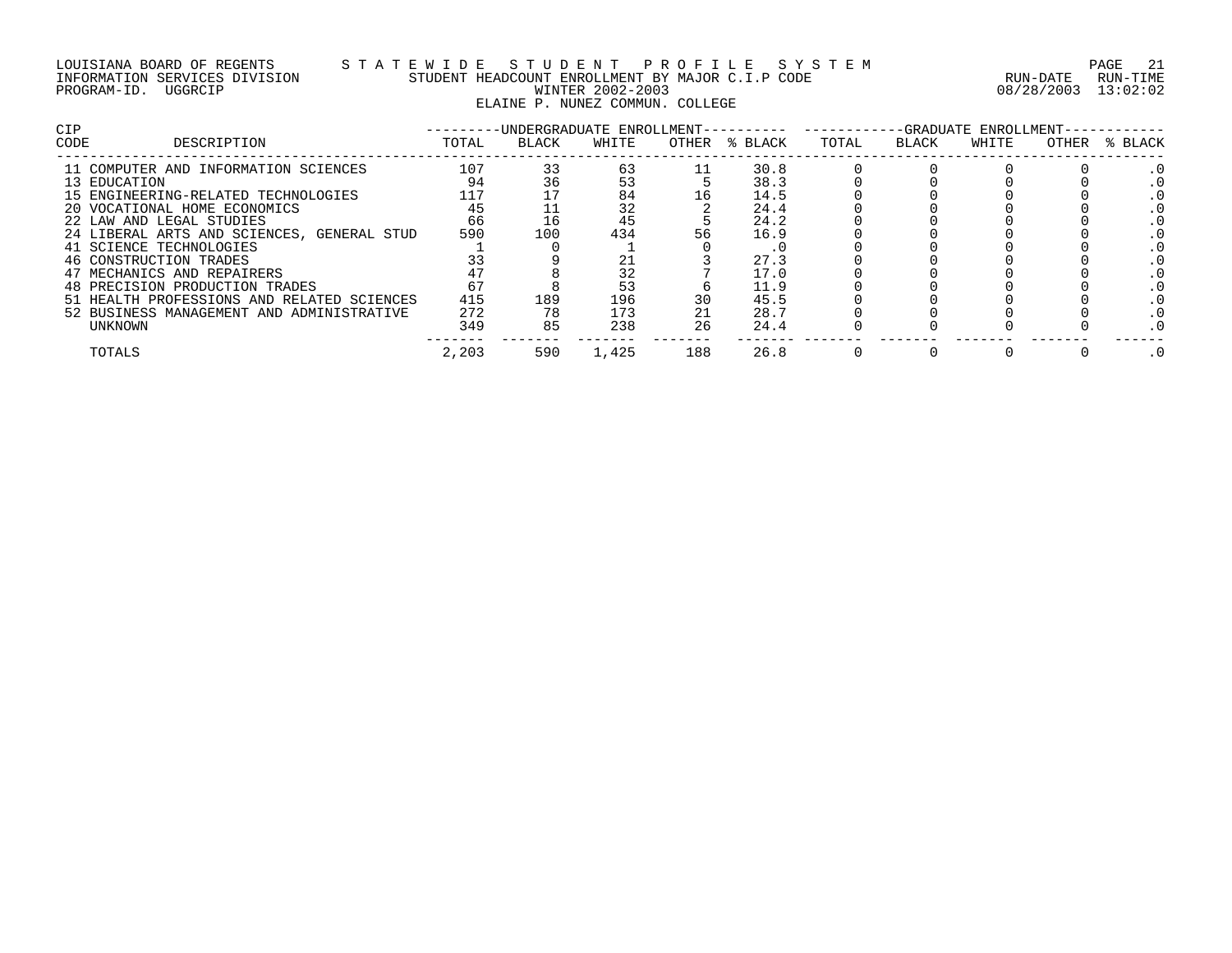LOUISIANA BOARD OF REGENTS — STATEWIDE STUDENT PROFILE SYSTEM
INFORMATION SERVICES DIVISION — STUDENT HEADCOUNT ENROLLMENT BY MAJOR C.I.P CODE — RUN-DATE 08/28/2003 RUN-TIME 13:02:02
PROGRAM-ID. UGGRCIP — WINTER 2002-2003

ELAINE P. NUNEZ COMMUN. COLLEGE

| CIP CODE | DESCRIPTION | UNDERGRADUATE ENROLLMENT | | | | | GRADUATE ENROLLMENT | | | | |
|---|---|---|---|---|---|---|---|---|---|---|---|
| | | TOTAL | BLACK | WHITE | OTHER | % BLACK | TOTAL | BLACK | WHITE | OTHER | % BLACK |
| 11 | COMPUTER AND INFORMATION SCIENCES | 107 | 33 | 63 | 11 | 30.8 | 0 | 0 | 0 | 0 | .0 |
| 13 | EDUCATION | 94 | 36 | 53 | 5 | 38.3 | 0 | 0 | 0 | 0 | .0 |
| 15 | ENGINEERING-RELATED TECHNOLOGIES | 117 | 17 | 84 | 16 | 14.5 | 0 | 0 | 0 | 0 | .0 |
| 20 | VOCATIONAL HOME ECONOMICS | 45 | 11 | 32 | 2 | 24.4 | 0 | 0 | 0 | 0 | .0 |
| 22 | LAW AND LEGAL STUDIES | 66 | 16 | 45 | 5 | 24.2 | 0 | 0 | 0 | 0 | .0 |
| 24 | LIBERAL ARTS AND SCIENCES, GENERAL STUD | 590 | 100 | 434 | 56 | 16.9 | 0 | 0 | 0 | 0 | .0 |
| 41 | SCIENCE TECHNOLOGIES | 1 | 0 | 1 | 0 | .0 | 0 | 0 | 0 | 0 | .0 |
| 46 | CONSTRUCTION TRADES | 33 | 9 | 21 | 3 | 27.3 | 0 | 0 | 0 | 0 | .0 |
| 47 | MECHANICS AND REPAIRERS | 47 | 8 | 32 | 7 | 17.0 | 0 | 0 | 0 | 0 | .0 |
| 48 | PRECISION PRODUCTION TRADES | 67 | 8 | 53 | 6 | 11.9 | 0 | 0 | 0 | 0 | .0 |
| 51 | HEALTH PROFESSIONS AND RELATED SCIENCES | 415 | 189 | 196 | 30 | 45.5 | 0 | 0 | 0 | 0 | .0 |
| 52 | BUSINESS MANAGEMENT AND ADMINISTRATIVE | 272 | 78 | 173 | 21 | 28.7 | 0 | 0 | 0 | 0 | .0 |
| | UNKNOWN | 349 | 85 | 238 | 26 | 24.4 | 0 | 0 | 0 | 0 | .0 |
| | TOTALS | 2,203 | 590 | 1,425 | 188 | 26.8 | 0 | 0 | 0 | 0 | .0 |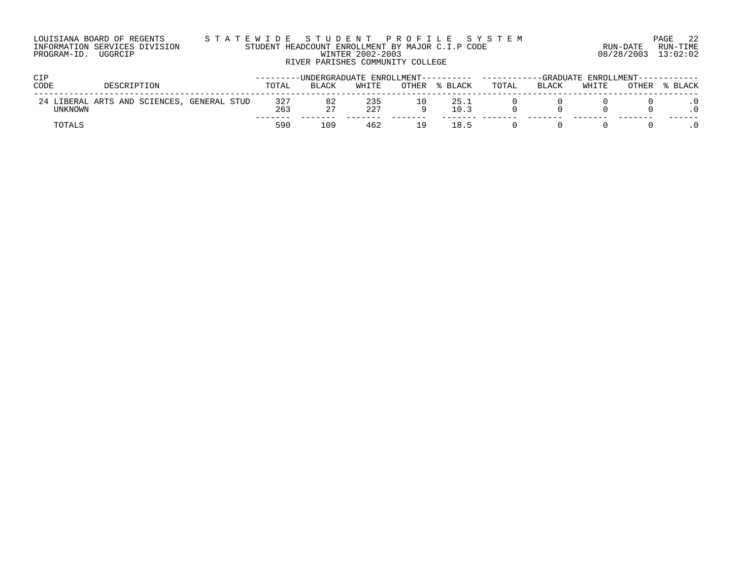LOUISIANA BOARD OF REGENTS — STATEWIDE STUDENT PROFILE SYSTEM
INFORMATION SERVICES DIVISION — STUDENT HEADCOUNT ENROLLMENT BY MAJOR C.I.P CODE
PROGRAM-ID. UGGRCIP — WINTER 2002-2003
RUN-DATE 08/28/2003 RUN-TIME 13:02:02

RIVER PARISHES COMMUNITY COLLEGE

| CIP CODE | DESCRIPTION | UNDERGRADUATE ENROLLMENT | | | | | GRADUATE ENROLLMENT | | | | |
|---|---|---|---|---|---|---|---|---|---|---|---|
| | | TOTAL | BLACK | WHITE | OTHER | % BLACK | TOTAL | BLACK | WHITE | OTHER | % BLACK |
| 24 | LIBERAL ARTS AND SCIENCES, GENERAL STUD | 327 | 82 | 235 | 10 | 25.1 | 0 | 0 | 0 | 0 | .0 |
| | UNKNOWN | 263 | 27 | 227 | 9 | 10.3 | 0 | 0 | 0 | 0 | .0 |
| | TOTALS | 590 | 109 | 462 | 19 | 18.5 | 0 | 0 | 0 | 0 | .0 |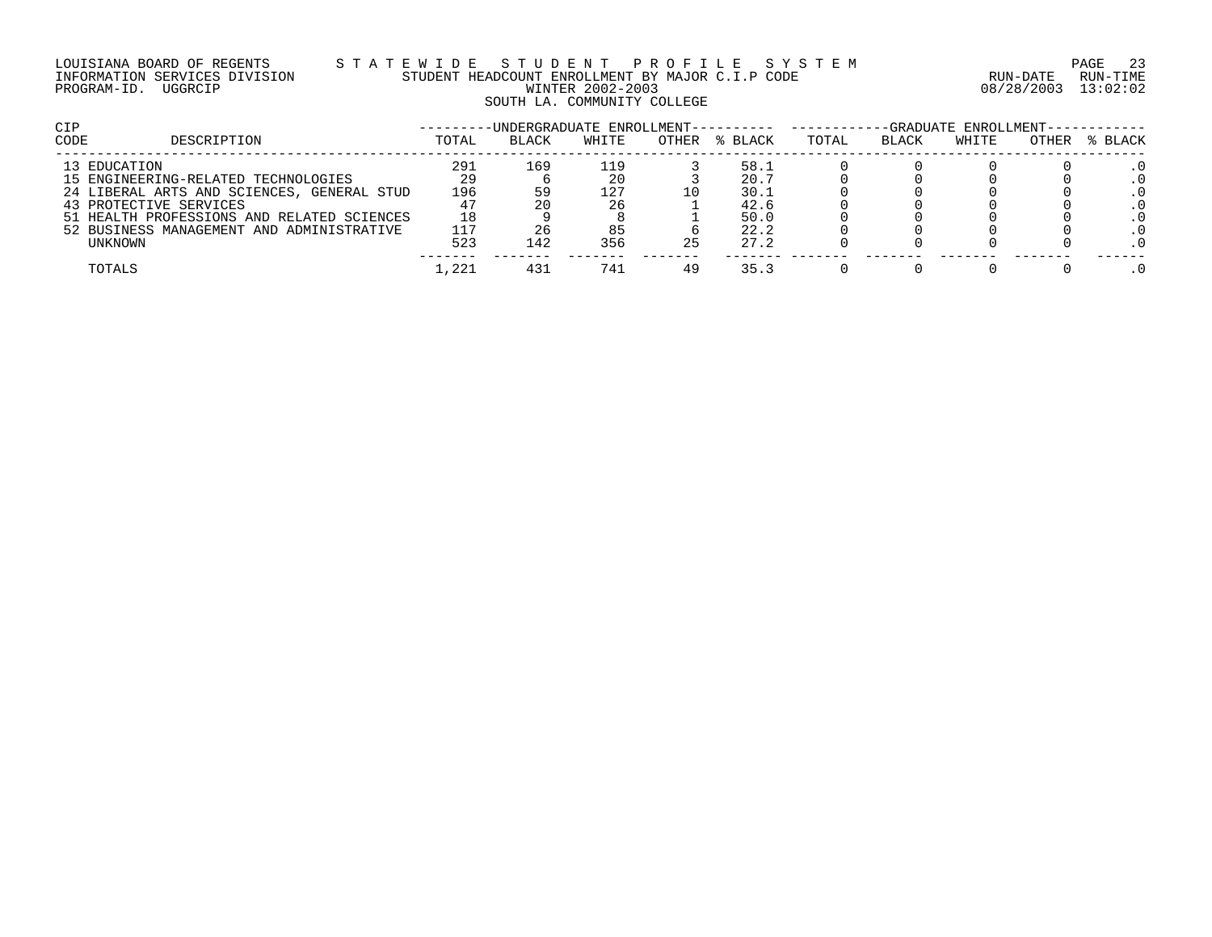LOUISIANA BOARD OF REGENTS — STATEWIDE STUDENT PROFILE SYSTEM
INFORMATION SERVICES DIVISION — STUDENT HEADCOUNT ENROLLMENT BY MAJOR C.I.P CODE — RUN-DATE 08/28/2003 RUN-TIME 13:02:02
PROGRAM-ID. UGGRCIP — WINTER 2002-2003

SOUTH LA. COMMUNITY COLLEGE

| CIP CODE | DESCRIPTION | UNDERGRADUATE ENROLLMENT TOTAL | BLACK | WHITE | OTHER | % BLACK | GRADUATE ENROLLMENT TOTAL | BLACK | WHITE | OTHER | % BLACK |
|---|---|---|---|---|---|---|---|---|---|---|---|
| 13 | EDUCATION | 291 | 169 | 119 | 3 | 58.1 | 0 | 0 | 0 | 0 | .0 |
| 15 | ENGINEERING-RELATED TECHNOLOGIES | 29 | 6 | 20 | 3 | 20.7 | 0 | 0 | 0 | 0 | .0 |
| 24 | LIBERAL ARTS AND SCIENCES, GENERAL STUD | 196 | 59 | 127 | 10 | 30.1 | 0 | 0 | 0 | 0 | .0 |
| 43 | PROTECTIVE SERVICES | 47 | 20 | 26 | 1 | 42.6 | 0 | 0 | 0 | 0 | .0 |
| 51 | HEALTH PROFESSIONS AND RELATED SCIENCES | 18 | 9 | 8 | 1 | 50.0 | 0 | 0 | 0 | 0 | .0 |
| 52 | BUSINESS MANAGEMENT AND ADMINISTRATIVE | 117 | 26 | 85 | 6 | 22.2 | 0 | 0 | 0 | 0 | .0 |
| | UNKNOWN | 523 | 142 | 356 | 25 | 27.2 | 0 | 0 | 0 | 0 | .0 |
| | TOTALS | 1,221 | 431 | 741 | 49 | 35.3 | 0 | 0 | 0 | 0 | .0 |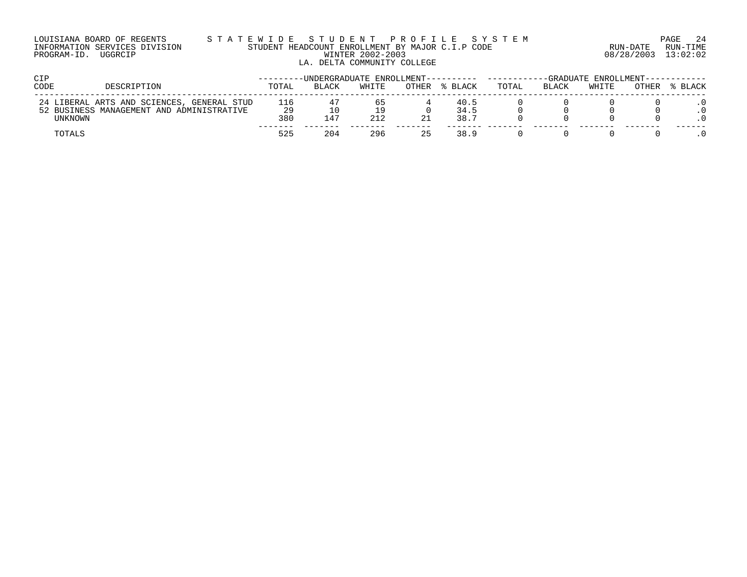LOUISIANA BOARD OF REGENTS — STATEWIDE STUDENT PROFILE SYSTEM
INFORMATION SERVICES DIVISION — STUDENT HEADCOUNT ENROLLMENT BY MAJOR C.I.P CODE
PROGRAM-ID. UGGRCIP — WINTER 2002-2003

RUN-DATE 08/28/2003 RUN-TIME 13:02:02

## LA. DELTA COMMUNITY COLLEGE

| CIP CODE | DESCRIPTION | UNDERGRADUATE ENROLLMENT TOTAL | BLACK | WHITE | OTHER | % BLACK | GRADUATE ENROLLMENT TOTAL | BLACK | WHITE | OTHER | % BLACK |
|---|---|---|---|---|---|---|---|---|---|---|---|
| 24 | LIBERAL ARTS AND SCIENCES, GENERAL STUD | 116 | 47 | 65 | 4 | 40.5 | 0 | 0 | 0 | 0 | .0 |
| 52 | BUSINESS MANAGEMENT AND ADMINISTRATIVE | 29 | 10 | 19 | 0 | 34.5 | 0 | 0 | 0 | 0 | .0 |
| | UNKNOWN | 380 | 147 | 212 | 21 | 38.7 | 0 | 0 | 0 | 0 | .0 |
| | TOTALS | 525 | 204 | 296 | 25 | 38.9 | 0 | 0 | 0 | 0 | .0 |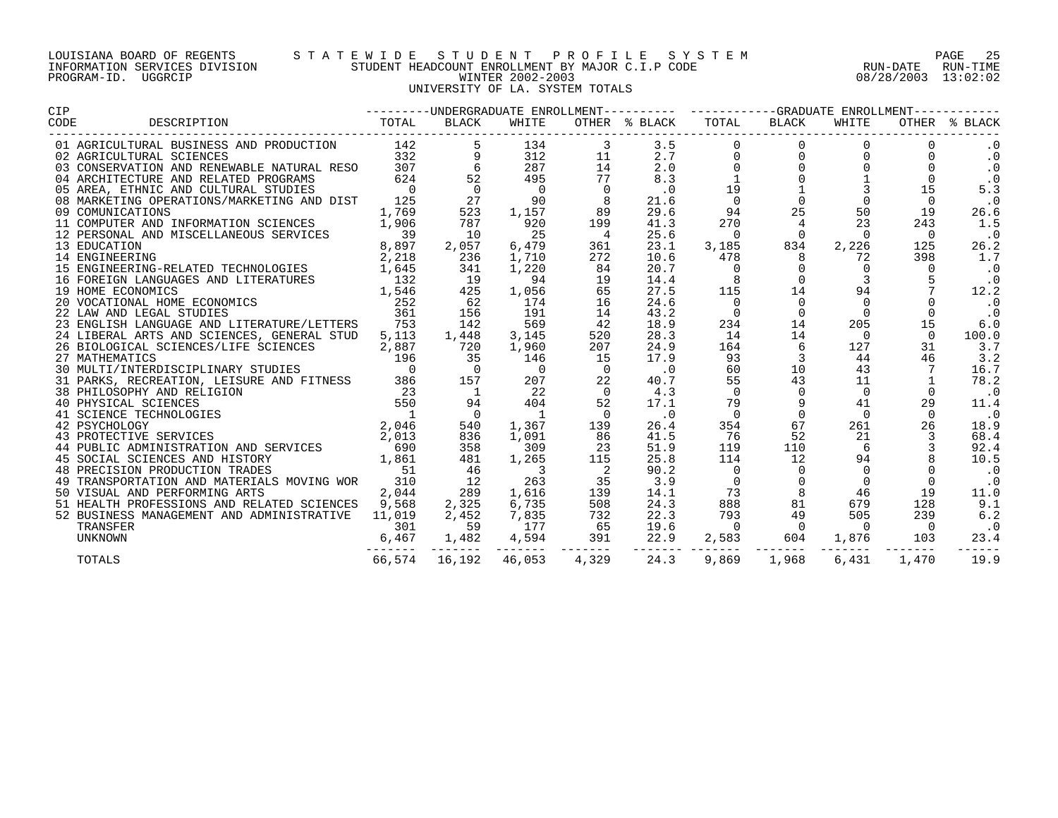LOUISIANA BOARD OF REGENTS — STATEWIDE STUDENT PROFILE SYSTEM
INFORMATION SERVICES DIVISION — STUDENT HEADCOUNT ENROLLMENT BY MAJOR C.I.P CODE — RUN-DATE 08/28/2003 RUN-TIME 13:02:02
PROGRAM-ID. UGGRCIP — WINTER 2002-2003

UNIVERSITY OF LA. SYSTEM TOTALS

| CIP CODE | DESCRIPTION | UNDERGRADUATE ENROLLMENT TOTAL | BLACK | WHITE | OTHER | % BLACK | GRADUATE ENROLLMENT TOTAL | BLACK | WHITE | OTHER | % BLACK |
|---|---|---|---|---|---|---|---|---|---|---|---|
| 01 | AGRICULTURAL BUSINESS AND PRODUCTION | 142 | 5 | 134 | 3 | 3.5 | 0 | 0 | 0 | 0 | .0 |
| 02 | AGRICULTURAL SCIENCES | 332 | 9 | 312 | 11 | 2.7 | 0 | 0 | 0 | 0 | .0 |
| 03 | CONSERVATION AND RENEWABLE NATURAL RESO | 307 | 6 | 287 | 14 | 2.0 | 0 | 0 | 0 | 0 | .0 |
| 04 | ARCHITECTURE AND RELATED PROGRAMS | 624 | 52 | 495 | 77 | 8.3 | 1 | 0 | 1 | 0 | .0 |
| 05 | AREA, ETHNIC AND CULTURAL STUDIES | 0 | 0 | 0 | 0 | .0 | 19 | 1 | 3 | 15 | 5.3 |
| 08 | MARKETING OPERATIONS/MARKETING AND DIST | 125 | 27 | 90 | 8 | 21.6 | 0 | 0 | 0 | 0 | .0 |
| 09 | COMUNICATIONS | 1,769 | 523 | 1,157 | 89 | 29.6 | 94 | 25 | 50 | 19 | 26.6 |
| 11 | COMPUTER AND INFORMATION SCIENCES | 1,906 | 787 | 920 | 199 | 41.3 | 270 | 4 | 23 | 243 | 1.5 |
| 12 | PERSONAL AND MISCELLANEOUS SERVICES | 39 | 10 | 25 | 4 | 25.6 | 0 | 0 | 0 | 0 | .0 |
| 13 | EDUCATION | 8,897 | 2,057 | 6,479 | 361 | 23.1 | 3,185 | 834 | 2,226 | 125 | 26.2 |
| 14 | ENGINEERING | 2,218 | 236 | 1,710 | 272 | 10.6 | 478 | 8 | 72 | 398 | 1.7 |
| 15 | ENGINEERING-RELATED TECHNOLOGIES | 1,645 | 341 | 1,220 | 84 | 20.7 | 0 | 0 | 0 | 0 | .0 |
| 16 | FOREIGN LANGUAGES AND LITERATURES | 132 | 19 | 94 | 19 | 14.4 | 8 | 0 | 3 | 5 | .0 |
| 19 | HOME ECONOMICS | 1,546 | 425 | 1,056 | 65 | 27.5 | 115 | 14 | 94 | 7 | 12.2 |
| 20 | VOCATIONAL HOME ECONOMICS | 252 | 62 | 174 | 16 | 24.6 | 0 | 0 | 0 | 0 | .0 |
| 22 | LAW AND LEGAL STUDIES | 361 | 156 | 191 | 14 | 43.2 | 0 | 0 | 0 | 0 | .0 |
| 23 | ENGLISH LANGUAGE AND LITERATURE/LETTERS | 753 | 142 | 569 | 42 | 18.9 | 234 | 14 | 205 | 15 | 6.0 |
| 24 | LIBERAL ARTS AND SCIENCES, GENERAL STUD | 5,113 | 1,448 | 3,145 | 520 | 28.3 | 14 | 14 | 0 | 0 | 100.0 |
| 26 | BIOLOGICAL SCIENCES/LIFE SCIENCES | 2,887 | 720 | 1,960 | 207 | 24.9 | 164 | 6 | 127 | 31 | 3.7 |
| 27 | MATHEMATICS | 196 | 35 | 146 | 15 | 17.9 | 93 | 3 | 44 | 46 | 3.2 |
| 30 | MULTI/INTERDISCIPLINARY STUDIES | 0 | 0 | 0 | 0 | .0 | 60 | 10 | 43 | 7 | 16.7 |
| 31 | PARKS, RECREATION, LEISURE AND FITNESS | 386 | 157 | 207 | 22 | 40.7 | 55 | 43 | 11 | 1 | 78.2 |
| 38 | PHILOSOPHY AND RELIGION | 23 | 1 | 22 | 0 | 4.3 | 0 | 0 | 0 | 0 | .0 |
| 40 | PHYSICAL SCIENCES | 550 | 94 | 404 | 52 | 17.1 | 79 | 9 | 41 | 29 | 11.4 |
| 41 | SCIENCE TECHNOLOGIES | 1 | 0 | 1 | 0 | .0 | 0 | 0 | 0 | 0 | .0 |
| 42 | PSYCHOLOGY | 2,046 | 540 | 1,367 | 139 | 26.4 | 354 | 67 | 261 | 26 | 18.9 |
| 43 | PROTECTIVE SERVICES | 2,013 | 836 | 1,091 | 86 | 41.5 | 76 | 52 | 21 | 3 | 68.4 |
| 44 | PUBLIC ADMINISTRATION AND SERVICES | 690 | 358 | 309 | 23 | 51.9 | 119 | 110 | 6 | 3 | 92.4 |
| 45 | SOCIAL SCIENCES AND HISTORY | 1,861 | 481 | 1,265 | 115 | 25.8 | 114 | 12 | 94 | 8 | 10.5 |
| 48 | PRECISION PRODUCTION TRADES | 51 | 46 | 3 | 2 | 90.2 | 0 | 0 | 0 | 0 | .0 |
| 49 | TRANSPORTATION AND MATERIALS MOVING WOR | 310 | 12 | 263 | 35 | 3.9 | 0 | 0 | 0 | 0 | .0 |
| 50 | VISUAL AND PERFORMING ARTS | 2,044 | 289 | 1,616 | 139 | 14.1 | 73 | 8 | 46 | 19 | 11.0 |
| 51 | HEALTH PROFESSIONS AND RELATED SCIENCES | 9,568 | 2,325 | 6,735 | 508 | 24.3 | 888 | 81 | 679 | 128 | 9.1 |
| 52 | BUSINESS MANAGEMENT AND ADMINISTRATIVE | 11,019 | 2,452 | 7,835 | 732 | 22.3 | 793 | 49 | 505 | 239 | 6.2 |
| | TRANSFER | 301 | 59 | 177 | 65 | 19.6 | 0 | 0 | 0 | 0 | .0 |
| | UNKNOWN | 6,467 | 1,482 | 4,594 | 391 | 22.9 | 2,583 | 604 | 1,876 | 103 | 23.4 |
| | TOTALS | 66,574 | 16,192 | 46,053 | 4,329 | 24.3 | 9,869 | 1,968 | 6,431 | 1,470 | 19.9 |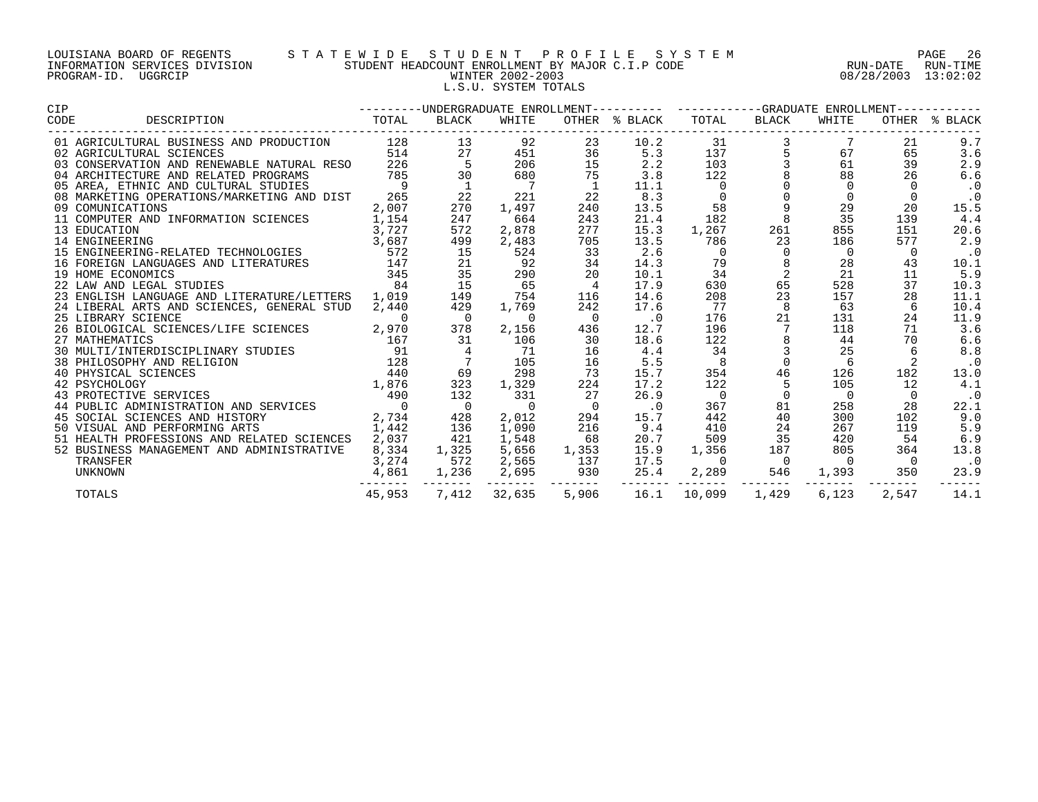LOUISIANA BOARD OF REGENTS — STATEWIDE STUDENT PROFILE SYSTEM
INFORMATION SERVICES DIVISION — STUDENT HEADCOUNT ENROLLMENT BY MAJOR C.I.P CODE
PROGRAM-ID. UGGRCIP — WINTER 2002-2003
L.S.U. SYSTEM TOTALS

RUN-DATE 08/28/2003 RUN-TIME 13:02:02

| CIP CODE | DESCRIPTION | UNDERGRADUATE ENROLLMENT | | | | | GRADUATE ENROLLMENT | | | | |
|---|---|---|---|---|---|---|---|---|---|---|---|
| | | TOTAL | BLACK | WHITE | OTHER | % BLACK | TOTAL | BLACK | WHITE | OTHER | % BLACK |
| 01 | AGRICULTURAL BUSINESS AND PRODUCTION | 128 | 13 | 92 | 23 | 10.2 | 31 | 3 | 7 | 21 | 9.7 |
| 02 | AGRICULTURAL SCIENCES | 514 | 27 | 451 | 36 | 5.3 | 137 | 5 | 67 | 65 | 3.6 |
| 03 | CONSERVATION AND RENEWABLE NATURAL RESO | 226 | 5 | 206 | 15 | 2.2 | 103 | 3 | 61 | 39 | 2.9 |
| 04 | ARCHITECTURE AND RELATED PROGRAMS | 785 | 30 | 680 | 75 | 3.8 | 122 | 8 | 88 | 26 | 6.6 |
| 05 | AREA, ETHNIC AND CULTURAL STUDIES | 9 | 1 | 7 | 1 | 11.1 | 0 | 0 | 0 | 0 | .0 |
| 08 | MARKETING OPERATIONS/MARKETING AND DIST | 265 | 22 | 221 | 22 | 8.3 | 0 | 0 | 0 | 0 | .0 |
| 09 | COMUNICATIONS | 2,007 | 270 | 1,497 | 240 | 13.5 | 58 | 9 | 29 | 20 | 15.5 |
| 11 | COMPUTER AND INFORMATION SCIENCES | 1,154 | 247 | 664 | 243 | 21.4 | 182 | 8 | 35 | 139 | 4.4 |
| 13 | EDUCATION | 3,727 | 572 | 2,878 | 277 | 15.3 | 1,267 | 261 | 855 | 151 | 20.6 |
| 14 | ENGINEERING | 3,687 | 499 | 2,483 | 705 | 13.5 | 786 | 23 | 186 | 577 | 2.9 |
| 15 | ENGINEERING-RELATED TECHNOLOGIES | 572 | 15 | 524 | 33 | 2.6 | 0 | 0 | 0 | 0 | .0 |
| 16 | FOREIGN LANGUAGES AND LITERATURES | 147 | 21 | 92 | 34 | 14.3 | 79 | 8 | 28 | 43 | 10.1 |
| 19 | HOME ECONOMICS | 345 | 35 | 290 | 20 | 10.1 | 34 | 2 | 21 | 11 | 5.9 |
| 22 | LAW AND LEGAL STUDIES | 84 | 15 | 65 | 4 | 17.9 | 630 | 65 | 528 | 37 | 10.3 |
| 23 | ENGLISH LANGUAGE AND LITERATURE/LETTERS | 1,019 | 149 | 754 | 116 | 14.6 | 208 | 23 | 157 | 28 | 11.1 |
| 24 | LIBERAL ARTS AND SCIENCES, GENERAL STUD | 2,440 | 429 | 1,769 | 242 | 17.6 | 77 | 8 | 63 | 6 | 10.4 |
| 25 | LIBRARY SCIENCE | 0 | 0 | 0 | 0 | .0 | 176 | 21 | 131 | 24 | 11.9 |
| 26 | BIOLOGICAL SCIENCES/LIFE SCIENCES | 2,970 | 378 | 2,156 | 436 | 12.7 | 196 | 7 | 118 | 71 | 3.6 |
| 27 | MATHEMATICS | 167 | 31 | 106 | 30 | 18.6 | 122 | 8 | 44 | 70 | 6.6 |
| 30 | MULTI/INTERDISCIPLINARY STUDIES | 91 | 4 | 71 | 16 | 4.4 | 34 | 3 | 25 | 6 | 8.8 |
| 38 | PHILOSOPHY AND RELIGION | 128 | 7 | 105 | 16 | 5.5 | 8 | 0 | 6 | 2 | .0 |
| 40 | PHYSICAL SCIENCES | 440 | 69 | 298 | 73 | 15.7 | 354 | 46 | 126 | 182 | 13.0 |
| 42 | PSYCHOLOGY | 1,876 | 323 | 1,329 | 224 | 17.2 | 122 | 5 | 105 | 12 | 4.1 |
| 43 | PROTECTIVE SERVICES | 490 | 132 | 331 | 27 | 26.9 | 0 | 0 | 0 | 0 | .0 |
| 44 | PUBLIC ADMINISTRATION AND SERVICES | 0 | 0 | 0 | 0 | .0 | 367 | 81 | 258 | 28 | 22.1 |
| 45 | SOCIAL SCIENCES AND HISTORY | 2,734 | 428 | 2,012 | 294 | 15.7 | 442 | 40 | 300 | 102 | 9.0 |
| 50 | VISUAL AND PERFORMING ARTS | 1,442 | 136 | 1,090 | 216 | 9.4 | 410 | 24 | 267 | 119 | 5.9 |
| 51 | HEALTH PROFESSIONS AND RELATED SCIENCES | 2,037 | 421 | 1,548 | 68 | 20.7 | 509 | 35 | 420 | 54 | 6.9 |
| 52 | BUSINESS MANAGEMENT AND ADMINISTRATIVE | 8,334 | 1,325 | 5,656 | 1,353 | 15.9 | 1,356 | 187 | 805 | 364 | 13.8 |
| | TRANSFER | 3,274 | 572 | 2,565 | 137 | 17.5 | 0 | 0 | 0 | 0 | .0 |
| | UNKNOWN | 4,861 | 1,236 | 2,695 | 930 | 25.4 | 2,289 | 546 | 1,393 | 350 | 23.9 |
| | TOTALS | 45,953 | 7,412 | 32,635 | 5,906 | 16.1 | 10,099 | 1,429 | 6,123 | 2,547 | 14.1 |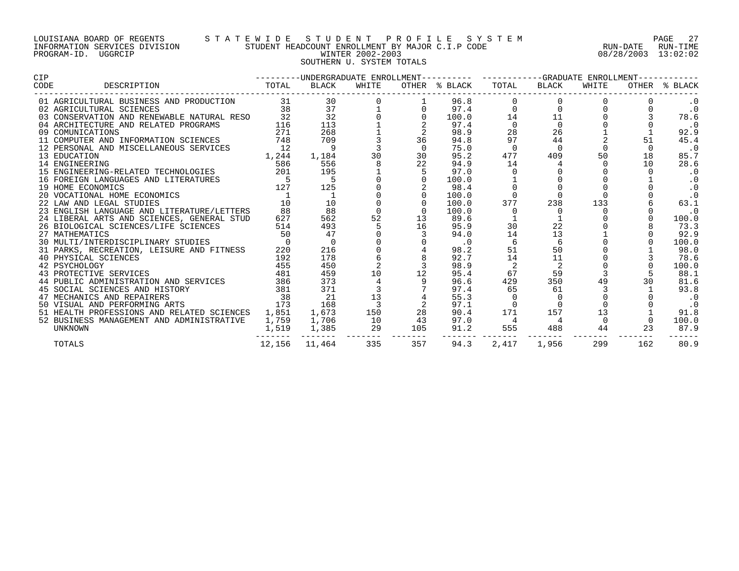LOUISIANA BOARD OF REGENTS — STATEWIDE STUDENT PROFILE SYSTEM
INFORMATION SERVICES DIVISION — STUDENT HEADCOUNT ENROLLMENT BY MAJOR C.I.P CODE — RUN-DATE 08/28/2003 RUN-TIME 13:02:02
PROGRAM-ID. UGGRCIP — WINTER 2002-2003

## SOUTHERN U. SYSTEM TOTALS

| CIP CODE | DESCRIPTION | UNDERGRADUATE ENROLLMENT TOTAL | BLACK | WHITE | OTHER | % BLACK | GRADUATE ENROLLMENT TOTAL | BLACK | WHITE | OTHER | % BLACK |
|---|---|---|---|---|---|---|---|---|---|---|---|
| 01 | AGRICULTURAL BUSINESS AND PRODUCTION | 31 | 30 | 0 | 1 | 96.8 | 0 | 0 | 0 | 0 | .0 |
| 02 | AGRICULTURAL SCIENCES | 38 | 37 | 1 | 0 | 97.4 | 0 | 0 | 0 | 0 | .0 |
| 03 | CONSERVATION AND RENEWABLE NATURAL RESO | 32 | 32 | 0 | 0 | 100.0 | 14 | 11 | 0 | 3 | 78.6 |
| 04 | ARCHITECTURE AND RELATED PROGRAMS | 116 | 113 | 1 | 2 | 97.4 | 0 | 0 | 0 | 0 | .0 |
| 09 | COMUNICATIONS | 271 | 268 | 1 | 2 | 98.9 | 28 | 26 | 1 | 1 | 92.9 |
| 11 | COMPUTER AND INFORMATION SCIENCES | 748 | 709 | 3 | 36 | 94.8 | 97 | 44 | 2 | 51 | 45.4 |
| 12 | PERSONAL AND MISCELLANEOUS SERVICES | 12 | 9 | 3 | 0 | 75.0 | 0 | 0 | 0 | 0 | .0 |
| 13 | EDUCATION | 1,244 | 1,184 | 30 | 30 | 95.2 | 477 | 409 | 50 | 18 | 85.7 |
| 14 | ENGINEERING | 586 | 556 | 8 | 22 | 94.9 | 14 | 4 | 0 | 10 | 28.6 |
| 15 | ENGINEERING-RELATED TECHNOLOGIES | 201 | 195 | 1 | 5 | 97.0 | 0 | 0 | 0 | 0 | .0 |
| 16 | FOREIGN LANGUAGES AND LITERATURES | 5 | 5 | 0 | 0 | 100.0 | 1 | 0 | 0 | 1 | .0 |
| 19 | HOME ECONOMICS | 127 | 125 | 0 | 2 | 98.4 | 0 | 0 | 0 | 0 | .0 |
| 20 | VOCATIONAL HOME ECONOMICS | 1 | 1 | 0 | 0 | 100.0 | 0 | 0 | 0 | 0 | .0 |
| 22 | LAW AND LEGAL STUDIES | 10 | 10 | 0 | 0 | 100.0 | 377 | 238 | 133 | 6 | 63.1 |
| 23 | ENGLISH LANGUAGE AND LITERATURE/LETTERS | 88 | 88 | 0 | 0 | 100.0 | 0 | 0 | 0 | 0 | .0 |
| 24 | LIBERAL ARTS AND SCIENCES, GENERAL STUD | 627 | 562 | 52 | 13 | 89.6 | 1 | 1 | 0 | 0 | 100.0 |
| 26 | BIOLOGICAL SCIENCES/LIFE SCIENCES | 514 | 493 | 5 | 16 | 95.9 | 30 | 22 | 0 | 8 | 73.3 |
| 27 | MATHEMATICS | 50 | 47 | 0 | 3 | 94.0 | 14 | 13 | 1 | 0 | 92.9 |
| 30 | MULTI/INTERDISCIPLINARY STUDIES | 0 | 0 | 0 | 0 | .0 | 6 | 6 | 0 | 0 | 100.0 |
| 31 | PARKS, RECREATION, LEISURE AND FITNESS | 220 | 216 | 0 | 4 | 98.2 | 51 | 50 | 0 | 1 | 98.0 |
| 40 | PHYSICAL SCIENCES | 192 | 178 | 6 | 8 | 92.7 | 14 | 11 | 0 | 3 | 78.6 |
| 42 | PSYCHOLOGY | 455 | 450 | 2 | 3 | 98.9 | 2 | 2 | 0 | 0 | 100.0 |
| 43 | PROTECTIVE SERVICES | 481 | 459 | 10 | 12 | 95.4 | 67 | 59 | 3 | 5 | 88.1 |
| 44 | PUBLIC ADMINISTRATION AND SERVICES | 386 | 373 | 4 | 9 | 96.6 | 429 | 350 | 49 | 30 | 81.6 |
| 45 | SOCIAL SCIENCES AND HISTORY | 381 | 371 | 3 | 7 | 97.4 | 65 | 61 | 3 | 1 | 93.8 |
| 47 | MECHANICS AND REPAIRERS | 38 | 21 | 13 | 4 | 55.3 | 0 | 0 | 0 | 0 | .0 |
| 50 | VISUAL AND PERFORMING ARTS | 173 | 168 | 3 | 2 | 97.1 | 0 | 0 | 0 | 0 | .0 |
| 51 | HEALTH PROFESSIONS AND RELATED SCIENCES | 1,851 | 1,673 | 150 | 28 | 90.4 | 171 | 157 | 13 | 1 | 91.8 |
| 52 | BUSINESS MANAGEMENT AND ADMINISTRATIVE | 1,759 | 1,706 | 10 | 43 | 97.0 | 4 | 4 | 0 | 0 | 100.0 |
| | UNKNOWN | 1,519 | 1,385 | 29 | 105 | 91.2 | 555 | 488 | 44 | 23 | 87.9 |
| | TOTALS | 12,156 | 11,464 | 335 | 357 | 94.3 | 2,417 | 1,956 | 299 | 162 | 80.9 |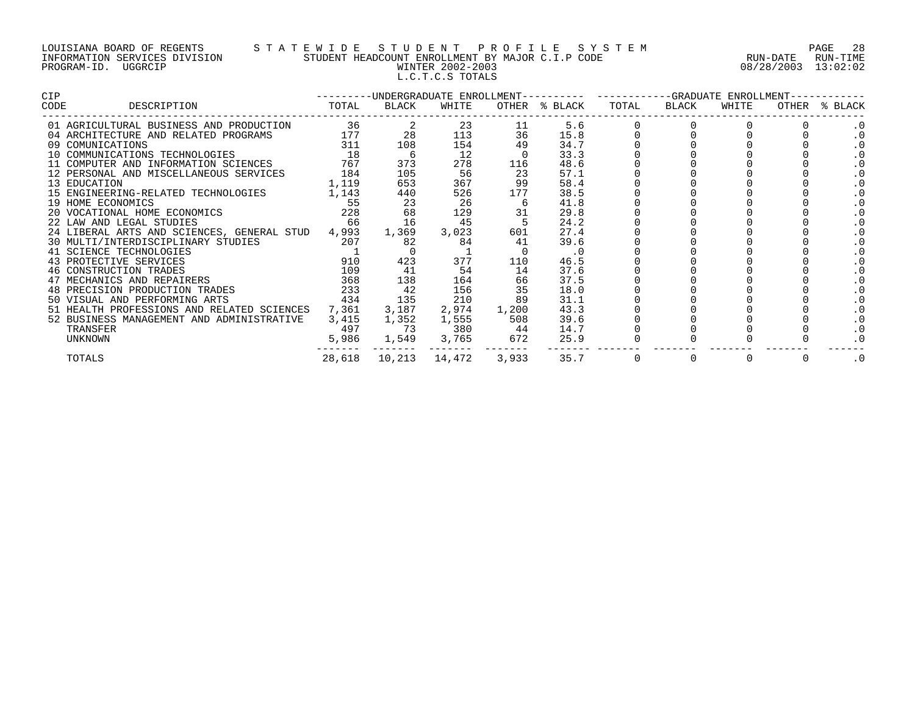LOUISIANA BOARD OF REGENTS — STATEWIDE STUDENT PROFILE SYSTEM
INFORMATION SERVICES DIVISION — STUDENT HEADCOUNT ENROLLMENT BY MAJOR C.I.P CODE — RUN-DATE 08/28/2003 RUN-TIME 13:02:02
PROGRAM-ID. UGGRCIP — WINTER 2002-2003

L.C.T.C.S TOTALS

| CIP CODE | DESCRIPTION | UNDERGRADUATE ENROLLMENT | | | | | GRADUATE ENROLLMENT | | | | |
|---|---|---|---|---|---|---|---|---|---|---|---|
| | | TOTAL | BLACK | WHITE | OTHER | % BLACK | TOTAL | BLACK | WHITE | OTHER | % BLACK |
| 01 | AGRICULTURAL BUSINESS AND PRODUCTION | 36 | 2 | 23 | 11 | 5.6 | 0 | 0 | 0 | 0 | .0 |
| 04 | ARCHITECTURE AND RELATED PROGRAMS | 177 | 28 | 113 | 36 | 15.8 | 0 | 0 | 0 | 0 | .0 |
| 09 | COMUNICATIONS | 311 | 108 | 154 | 49 | 34.7 | 0 | 0 | 0 | 0 | .0 |
| 10 | COMMUNICATIONS TECHNOLOGIES | 18 | 6 | 12 | 0 | 33.3 | 0 | 0 | 0 | 0 | .0 |
| 11 | COMPUTER AND INFORMATION SCIENCES | 767 | 373 | 278 | 116 | 48.6 | 0 | 0 | 0 | 0 | .0 |
| 12 | PERSONAL AND MISCELLANEOUS SERVICES | 184 | 105 | 56 | 23 | 57.1 | 0 | 0 | 0 | 0 | .0 |
| 13 | EDUCATION | 1,119 | 653 | 367 | 99 | 58.4 | 0 | 0 | 0 | 0 | .0 |
| 15 | ENGINEERING-RELATED TECHNOLOGIES | 1,143 | 440 | 526 | 177 | 38.5 | 0 | 0 | 0 | 0 | .0 |
| 19 | HOME ECONOMICS | 55 | 23 | 26 | 6 | 41.8 | 0 | 0 | 0 | 0 | .0 |
| 20 | VOCATIONAL HOME ECONOMICS | 228 | 68 | 129 | 31 | 29.8 | 0 | 0 | 0 | 0 | .0 |
| 22 | LAW AND LEGAL STUDIES | 66 | 16 | 45 | 5 | 24.2 | 0 | 0 | 0 | 0 | .0 |
| 24 | LIBERAL ARTS AND SCIENCES, GENERAL STUD | 4,993 | 1,369 | 3,023 | 601 | 27.4 | 0 | 0 | 0 | 0 | .0 |
| 30 | MULTI/INTERDISCIPLINARY STUDIES | 207 | 82 | 84 | 41 | 39.6 | 0 | 0 | 0 | 0 | .0 |
| 41 | SCIENCE TECHNOLOGIES | 1 | 0 | 1 | 0 | .0 | 0 | 0 | 0 | 0 | .0 |
| 43 | PROTECTIVE SERVICES | 910 | 423 | 377 | 110 | 46.5 | 0 | 0 | 0 | 0 | .0 |
| 46 | CONSTRUCTION TRADES | 109 | 41 | 54 | 14 | 37.6 | 0 | 0 | 0 | 0 | .0 |
| 47 | MECHANICS AND REPAIRERS | 368 | 138 | 164 | 66 | 37.5 | 0 | 0 | 0 | 0 | .0 |
| 48 | PRECISION PRODUCTION TRADES | 233 | 42 | 156 | 35 | 18.0 | 0 | 0 | 0 | 0 | .0 |
| 50 | VISUAL AND PERFORMING ARTS | 434 | 135 | 210 | 89 | 31.1 | 0 | 0 | 0 | 0 | .0 |
| 51 | HEALTH PROFESSIONS AND RELATED SCIENCES | 7,361 | 3,187 | 2,974 | 1,200 | 43.3 | 0 | 0 | 0 | 0 | .0 |
| 52 | BUSINESS MANAGEMENT AND ADMINISTRATIVE | 3,415 | 1,352 | 1,555 | 508 | 39.6 | 0 | 0 | 0 | 0 | .0 |
| | TRANSFER | 497 | 73 | 380 | 44 | 14.7 | 0 | 0 | 0 | 0 | .0 |
| | UNKNOWN | 5,986 | 1,549 | 3,765 | 672 | 25.9 | 0 | 0 | 0 | 0 | .0 |
| | TOTALS | 28,618 | 10,213 | 14,472 | 3,933 | 35.7 | 0 | 0 | 0 | 0 | .0 |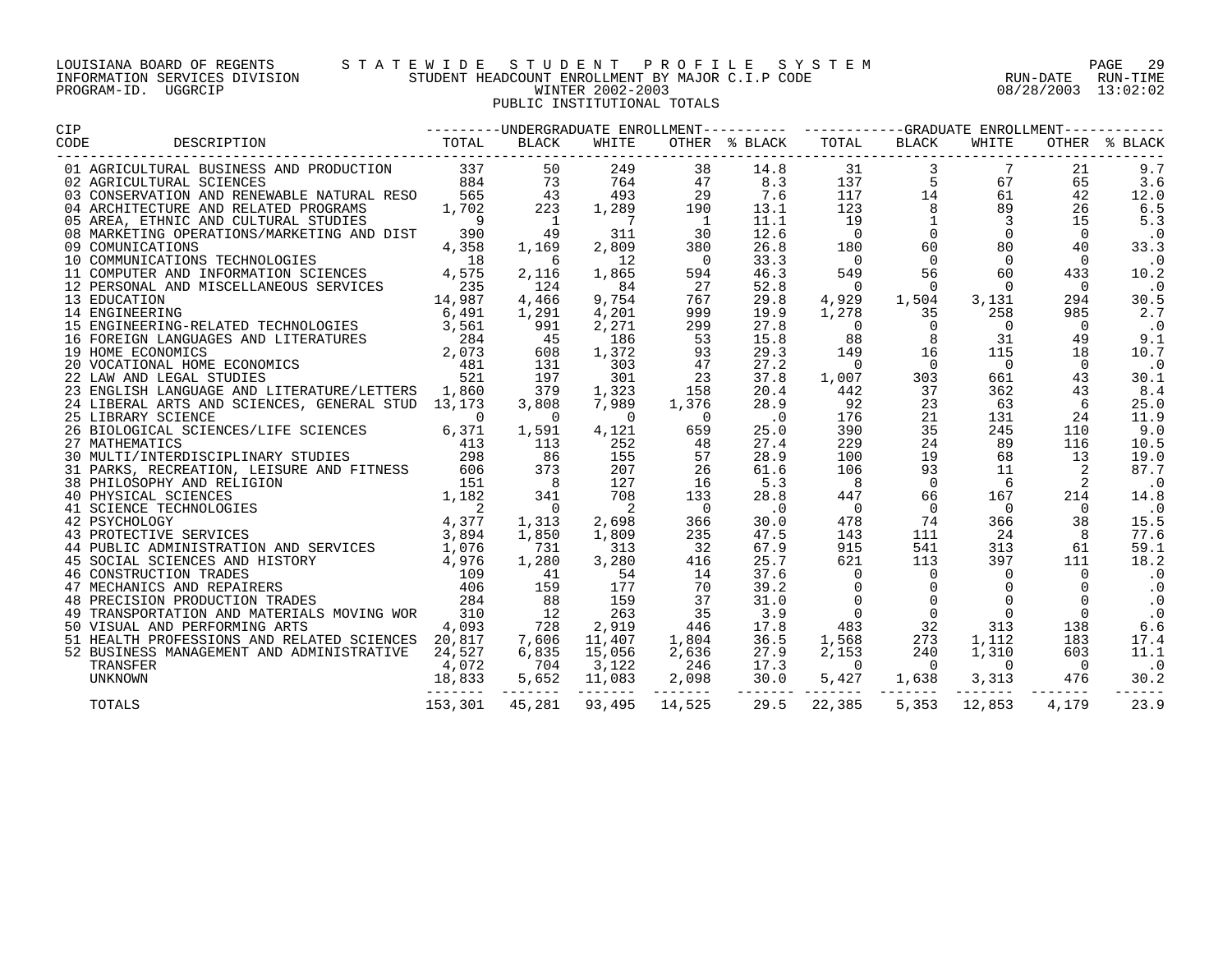LOUISIANA BOARD OF REGENTS — STATEWIDE STUDENT PROFILE SYSTEM
INFORMATION SERVICES DIVISION — STUDENT HEADCOUNT ENROLLMENT BY MAJOR C.I.P CODE — RUN-DATE 08/28/2003 RUN-TIME 13:02:02
PROGRAM-ID. UGGRCIP — WINTER 2002-2003

PUBLIC INSTITUTIONAL TOTALS

| CIP CODE | DESCRIPTION | UNDERGRADUATE ENROLLMENT TOTAL | BLACK | WHITE | OTHER | % BLACK | GRADUATE ENROLLMENT TOTAL | BLACK | WHITE | OTHER | % BLACK |
|---|---|---|---|---|---|---|---|---|---|---|---|
| 01 | AGRICULTURAL BUSINESS AND PRODUCTION | 337 | 50 | 249 | 38 | 14.8 | 31 | 3 | 7 | 21 | 9.7 |
| 02 | AGRICULTURAL SCIENCES | 884 | 73 | 764 | 47 | 8.3 | 137 | 5 | 67 | 65 | 3.6 |
| 03 | CONSERVATION AND RENEWABLE NATURAL RESO | 565 | 43 | 493 | 29 | 7.6 | 117 | 14 | 61 | 42 | 12.0 |
| 04 | ARCHITECTURE AND RELATED PROGRAMS | 1,702 | 223 | 1,289 | 190 | 13.1 | 123 | 8 | 89 | 26 | 6.5 |
| 05 | AREA, ETHNIC AND CULTURAL STUDIES | 9 | 1 | 7 | 1 | 11.1 | 19 | 1 | 3 | 15 | 5.3 |
| 08 | MARKETING OPERATIONS/MARKETING AND DIST | 390 | 49 | 311 | 30 | 12.6 | 0 | 0 | 0 | 0 | .0 |
| 09 | COMUNICATIONS | 4,358 | 1,169 | 2,809 | 380 | 26.8 | 180 | 60 | 80 | 40 | 33.3 |
| 10 | COMMUNICATIONS TECHNOLOGIES | 18 | 6 | 12 | 0 | 33.3 | 0 | 0 | 0 | 0 | .0 |
| 11 | COMPUTER AND INFORMATION SCIENCES | 4,575 | 2,116 | 1,865 | 594 | 46.3 | 549 | 56 | 60 | 433 | 10.2 |
| 12 | PERSONAL AND MISCELLANEOUS SERVICES | 235 | 124 | 84 | 27 | 52.8 | 0 | 0 | 0 | 0 | .0 |
| 13 | EDUCATION | 14,987 | 4,466 | 9,754 | 767 | 29.8 | 4,929 | 1,504 | 3,131 | 294 | 30.5 |
| 14 | ENGINEERING | 6,491 | 1,291 | 4,201 | 999 | 19.9 | 1,278 | 35 | 258 | 985 | 2.7 |
| 15 | ENGINEERING-RELATED TECHNOLOGIES | 3,561 | 991 | 2,271 | 299 | 27.8 | 0 | 0 | 0 | 0 | .0 |
| 16 | FOREIGN LANGUAGES AND LITERATURES | 284 | 45 | 186 | 53 | 15.8 | 88 | 8 | 31 | 49 | 9.1 |
| 19 | HOME ECONOMICS | 2,073 | 608 | 1,372 | 93 | 29.3 | 149 | 16 | 115 | 18 | 10.7 |
| 20 | VOCATIONAL HOME ECONOMICS | 481 | 131 | 303 | 47 | 27.2 | 0 | 0 | 0 | 0 | .0 |
| 22 | LAW AND LEGAL STUDIES | 521 | 197 | 301 | 23 | 37.8 | 1,007 | 303 | 661 | 43 | 30.1 |
| 23 | ENGLISH LANGUAGE AND LITERATURE/LETTERS | 1,860 | 379 | 1,323 | 158 | 20.4 | 442 | 37 | 362 | 43 | 8.4 |
| 24 | LIBERAL ARTS AND SCIENCES, GENERAL STUD | 13,173 | 3,808 | 7,989 | 1,376 | 28.9 | 92 | 23 | 63 | 6 | 25.0 |
| 25 | LIBRARY SCIENCE | 0 | 0 | 0 | 0 | .0 | 176 | 21 | 131 | 24 | 11.9 |
| 26 | BIOLOGICAL SCIENCES/LIFE SCIENCES | 6,371 | 1,591 | 4,121 | 659 | 25.0 | 390 | 35 | 245 | 110 | 9.0 |
| 27 | MATHEMATICS | 413 | 113 | 252 | 48 | 27.4 | 229 | 24 | 89 | 116 | 10.5 |
| 30 | MULTI/INTERDISCIPLINARY STUDIES | 298 | 86 | 155 | 57 | 28.9 | 100 | 19 | 68 | 13 | 19.0 |
| 31 | PARKS, RECREATION, LEISURE AND FITNESS | 606 | 373 | 207 | 26 | 61.6 | 106 | 93 | 11 | 2 | 87.7 |
| 38 | PHILOSOPHY AND RELIGION | 151 | 8 | 127 | 16 | 5.3 | 8 | 0 | 6 | 2 | .0 |
| 40 | PHYSICAL SCIENCES | 1,182 | 341 | 708 | 133 | 28.8 | 447 | 66 | 167 | 214 | 14.8 |
| 41 | SCIENCE TECHNOLOGIES | 2 | 0 | 2 | 0 | .0 | 0 | 0 | 0 | 0 | .0 |
| 42 | PSYCHOLOGY | 4,377 | 1,313 | 2,698 | 366 | 30.0 | 478 | 74 | 366 | 38 | 15.5 |
| 43 | PROTECTIVE SERVICES | 3,894 | 1,850 | 1,809 | 235 | 47.5 | 143 | 111 | 24 | 8 | 77.6 |
| 44 | PUBLIC ADMINISTRATION AND SERVICES | 1,076 | 731 | 313 | 32 | 67.9 | 915 | 541 | 313 | 61 | 59.1 |
| 45 | SOCIAL SCIENCES AND HISTORY | 4,976 | 1,280 | 3,280 | 416 | 25.7 | 621 | 113 | 397 | 111 | 18.2 |
| 46 | CONSTRUCTION TRADES | 109 | 41 | 54 | 14 | 37.6 | 0 | 0 | 0 | 0 | .0 |
| 47 | MECHANICS AND REPAIRERS | 406 | 159 | 177 | 70 | 39.2 | 0 | 0 | 0 | 0 | .0 |
| 48 | PRECISION PRODUCTION TRADES | 284 | 88 | 159 | 37 | 31.0 | 0 | 0 | 0 | 0 | .0 |
| 49 | TRANSPORTATION AND MATERIALS MOVING WOR | 310 | 12 | 263 | 35 | 3.9 | 0 | 0 | 0 | 0 | .0 |
| 50 | VISUAL AND PERFORMING ARTS | 4,093 | 728 | 2,919 | 446 | 17.8 | 483 | 32 | 313 | 138 | 6.6 |
| 51 | HEALTH PROFESSIONS AND RELATED SCIENCES | 20,817 | 7,606 | 11,407 | 1,804 | 36.5 | 1,568 | 273 | 1,112 | 183 | 17.4 |
| 52 | BUSINESS MANAGEMENT AND ADMINISTRATIVE | 24,527 | 6,835 | 15,056 | 2,636 | 27.9 | 2,153 | 240 | 1,310 | 603 | 11.1 |
| | TRANSFER | 4,072 | 704 | 3,122 | 246 | 17.3 | 0 | 0 | 0 | 0 | .0 |
| | UNKNOWN | 18,833 | 5,652 | 11,083 | 2,098 | 30.0 | 5,427 | 1,638 | 3,313 | 476 | 30.2 |
| | TOTALS | 153,301 | 45,281 | 93,495 | 14,525 | 29.5 | 22,385 | 5,353 | 12,853 | 4,179 | 23.9 |